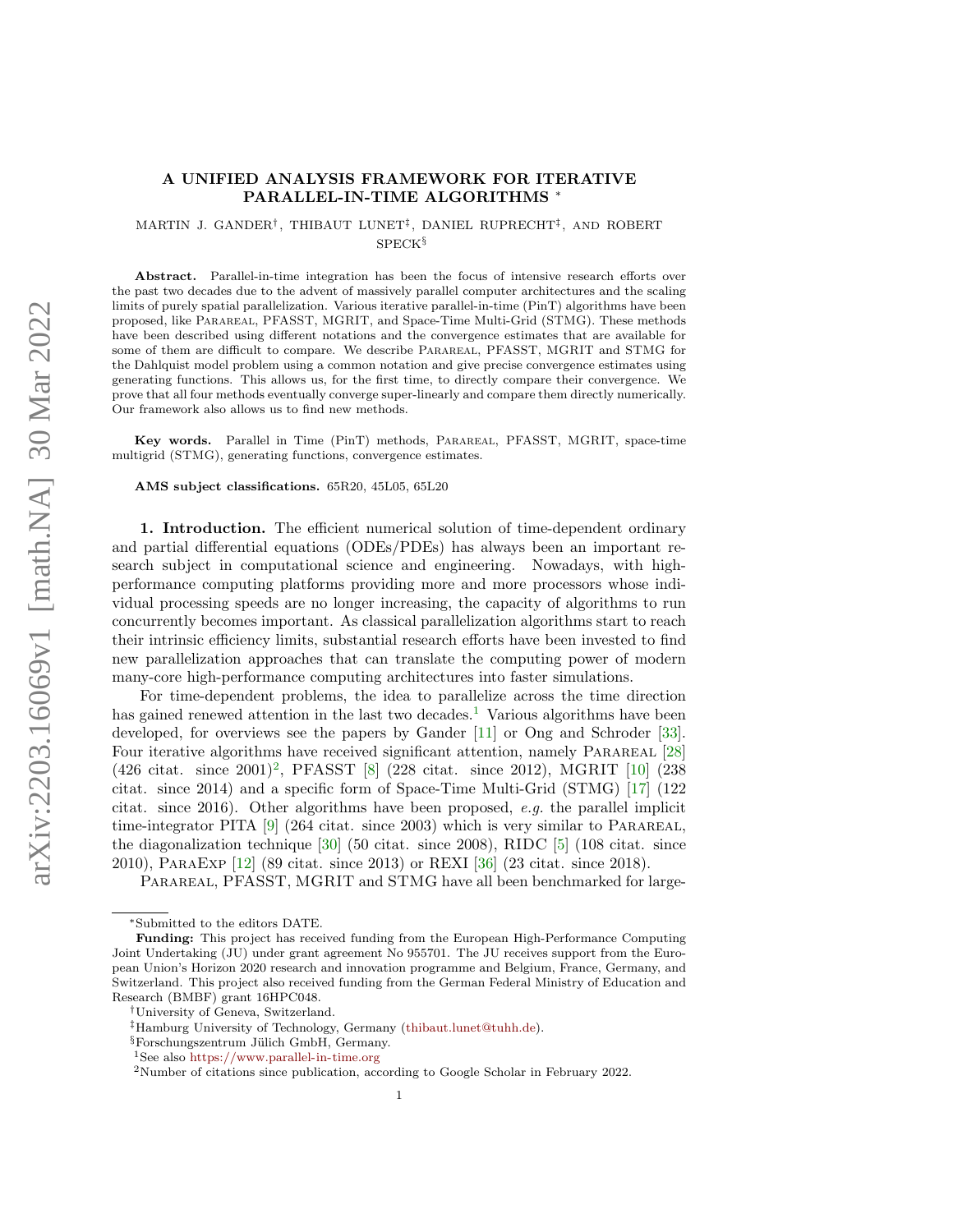# A UNIFIED ANALYSIS FRAMEWORK FOR ITERATIVE PARALLEL-IN-TIME ALGORITHMS [*]

MARTIN J. GANDER[†], THIBAUT LUNET[‡], DANIEL RUPRECHT[‡], AND ROBERT SPECK[§]

**Abstract.** Parallel-in-time integration has been the focus of intensive research efforts over the past two decades due to the advent of massively parallel computer architectures and the scaling limits of purely spatial parallelization. Various iterative parallel-in-time (PinT) algorithms have been proposed, like Parareal, PFASST, MGRIT, and Space-Time Multi-Grid (STMG). These methods have been described using different notations and the convergence estimates that are available for some of them are difficult to compare. We describe Parareal, PFASST, MGRIT and STMG for the Dahlquist model problem using a common notation and give precise convergence estimates using generating functions. This allows us, for the first time, to directly compare their convergence. We prove that all four methods eventually converge super-linearly and compare them directly numerically. Our framework also allows us to find new methods.

**Key words.** Parallel in Time (PinT) methods, Parareal, PFASST, MGRIT, space-time multigrid (STMG), generating functions, convergence estimates.

**AMS subject classifications.** 65R20, 45L05, 65L20

## 1. Introduction.

The efficient numerical solution of time-dependent ordinary and partial differential equations (ODEs/PDEs) has always been an important research subject in computational science and engineering. Nowadays, with high-performance computing platforms providing more and more processors whose individual processing speeds are no longer increasing, the capacity of algorithms to run concurrently becomes important. As classical parallelization algorithms start to reach their intrinsic efficiency limits, substantial research efforts have been invested to find new parallelization approaches that can translate the computing power of modern many-core high-performance computing architectures into faster simulations.

For time-dependent problems, the idea to parallelize across the time direction has gained renewed attention in the last two decades.[1] Various algorithms have been developed, for overviews see the papers by Gander [11] or Ong and Schroder [33]. Four iterative algorithms have received significant attention, namely Parareal [28] (426 citat. since 2001)[2], PFASST [8] (228 citat. since 2012), MGRIT [10] (238 citat. since 2014) and a specific form of Space-Time Multi-Grid (STMG) [17] (122 citat. since 2016). Other algorithms have been proposed, *e.g.* the parallel implicit time-integrator PITA [9] (264 citat. since 2003) which is very similar to Parareal, the diagonalization technique [30] (50 citat. since 2008), RIDC [5] (108 citat. since 2010), ParaExp [12] (89 citat. since 2013) or REXI [36] (23 citat. since 2018).

Parareal, PFASST, MGRIT and STMG have all been benchmarked for large-

---

[*]Submitted to the editors DATE.

**Funding:** This project has received funding from the European High-Performance Computing Joint Undertaking (JU) under grant agreement No 955701. The JU receives support from the European Union's Horizon 2020 research and innovation programme and Belgium, France, Germany, and Switzerland. This project also received funding from the German Federal Ministry of Education and Research (BMBF) grant 16HPC048.

[†]University of Geneva, Switzerland.

[‡]Hamburg University of Technology, Germany (thibaut.lunet@tuhh.de).

[§]Forschungszentrum Jülich GmbH, Germany.

[1]See also https://www.parallel-in-time.org

[2]Number of citations since publication, according to Google Scholar in February 2022.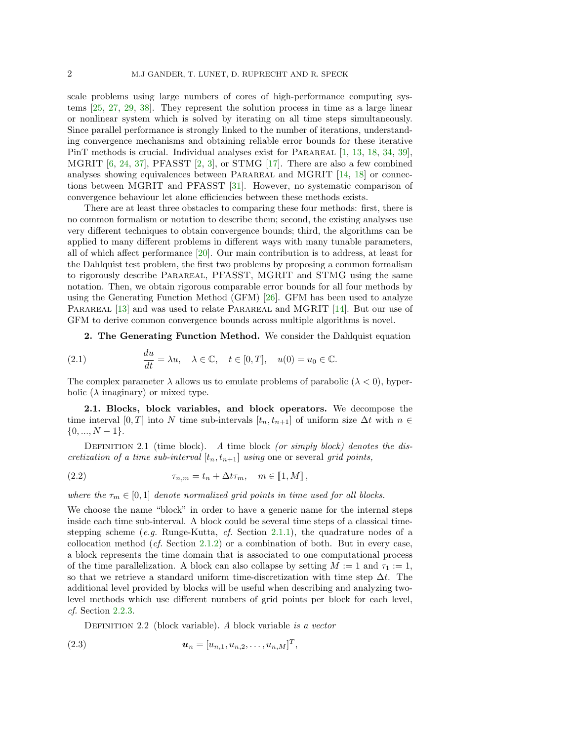scale problems using large numbers of cores of high-performance computing systems [25, 27, 29, 38]. They represent the solution process in time as a large linear or nonlinear system which is solved by iterating on all time steps simultaneously. Since parallel performance is strongly linked to the number of iterations, understanding convergence mechanisms and obtaining reliable error bounds for these iterative PinT methods is crucial. Individual analyses exist for Parareal [1, 13, 18, 34, 39], MGRIT [6, 24, 37], PFASST [2, 3], or STMG [17]. There are also a few combined analyses showing equivalences between Parareal and MGRIT [14, 18] or connections between MGRIT and PFASST [31]. However, no systematic comparison of convergence behaviour let alone efficiencies between these methods exists.

There are at least three obstacles to comparing these four methods: first, there is no common formalism or notation to describe them; second, the existing analyses use very different techniques to obtain convergence bounds; third, the algorithms can be applied to many different problems in different ways with many tunable parameters, all of which affect performance [20]. Our main contribution is to address, at least for the Dahlquist test problem, the first two problems by proposing a common formalism to rigorously describe Parareal, PFASST, MGRIT and STMG using the same notation. Then, we obtain rigorous comparable error bounds for all four methods by using the Generating Function Method (GFM) [26]. GFM has been used to analyze Parareal [13] and was used to relate Parareal and MGRIT [14]. But our use of GFM to derive common convergence bounds across multiple algorithms is novel.

## 2. The Generating Function Method.

We consider the Dahlquist equation

$$\frac{du}{dt} = \lambda u, \quad \lambda \in \mathbb{C}, \quad t \in [0, T], \quad u(0) = u_0 \in \mathbb{C}. \tag{2.1}$$

The complex parameter $\lambda$ allows us to emulate problems of parabolic ($\lambda < 0$), hyperbolic ($\lambda$ imaginary) or mixed type.

### 2.1. Blocks, block variables, and block operators.

We decompose the time interval $[0, T]$ into $N$ time sub-intervals $[t_n, t_{n+1}]$ of uniform size $\Delta t$ with $n \in \{0, ..., N-1\}$.

Definition 2.1 (time block). *A time block (or simply block) denotes the discretization of a time sub-interval $[t_n, t_{n+1}]$ using* one or several *grid points,*

$$\tau_{n,m} = t_n + \Delta t \tau_m, \quad m \in [\![1, M]\!], \tag{2.2}$$

*where the $\tau_m \in [0, 1]$ denote normalized grid points in time used for all blocks.*

We choose the name "block" in order to have a generic name for the internal steps inside each time sub-interval. A block could be several time steps of a classical time-stepping scheme (*e.g.* Runge-Kutta, *cf.* Section 2.1.1), the quadrature nodes of a collocation method (*cf.* Section 2.1.2) or a combination of both. But in every case, a block represents the time domain that is associated to one computational process of the time parallelization. A block can also collapse by setting $M := 1$ and $\tau_1 := 1$, so that we retrieve a standard uniform time-discretization with time step $\Delta t$. The additional level provided by blocks will be useful when describing and analyzing two-level methods which use different numbers of grid points per block for each level, *cf.* Section 2.2.3.

Definition 2.2 (block variable). *A* block variable *is a vector*

$$\boldsymbol{u}_n = [u_{n,1}, u_{n,2}, \ldots, u_{n,M}]^T, \tag{2.3}$$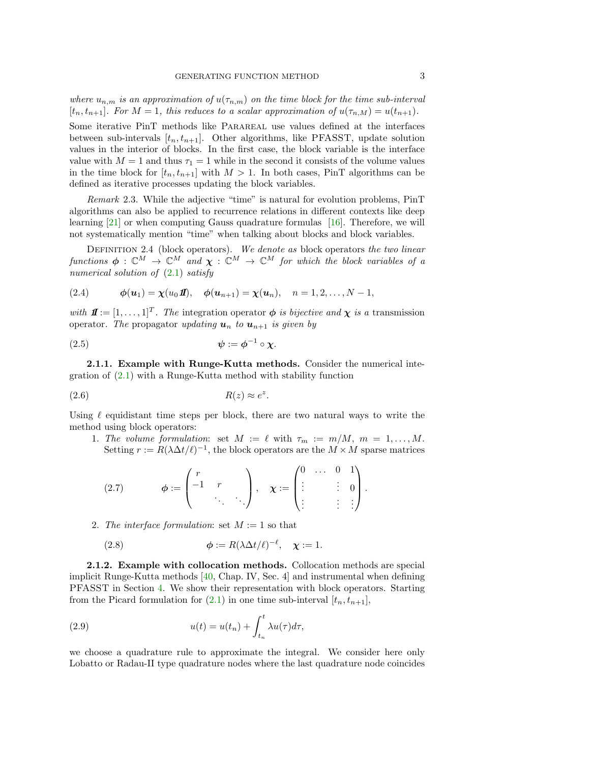*where $u_{n,m}$ is an approximation of $u(\tau_{n,m})$ on the time block for the time sub-interval $[t_n, t_{n+1}]$. For $M = 1$, this reduces to a scalar approximation of $u(\tau_{n,M}) = u(t_{n+1})$.*

Some iterative PinT methods like PARAREAL use values defined at the interfaces between sub-intervals $[t_n, t_{n+1}]$. Other algorithms, like PFASST, update solution values in the interior of blocks. In the first case, the block variable is the interface value with $M = 1$ and thus $\tau_1 = 1$ while in the second it consists of the volume values in the time block for $[t_n, t_{n+1}]$ with $M > 1$. In both cases, PinT algorithms can be defined as iterative processes updating the block variables.

*Remark* 2.3. While the adjective "time" is natural for evolution problems, PinT algorithms can also be applied to recurrence relations in different contexts like deep learning [21] or when computing Gauss quadrature formulas [16]. Therefore, we will not systematically mention "time" when talking about blocks and block variables.

DEFINITION 2.4 (block operators). *We denote as* **block operators** *the two linear functions $\boldsymbol{\phi} : \mathbb{C}^M \to \mathbb{C}^M$ and $\boldsymbol{\chi} : \mathbb{C}^M \to \mathbb{C}^M$ for which the block variables of a numerical solution of (2.1) satisfy*

$$\boldsymbol{\phi}(\boldsymbol{u}_1) = \boldsymbol{\chi}(u_0 \boldsymbol{1\!\!I}), \quad \boldsymbol{\phi}(\boldsymbol{u}_{n+1}) = \boldsymbol{\chi}(\boldsymbol{u}_n), \quad n = 1, 2, \dots, N-1, \tag{2.4}$$

*with $\boldsymbol{1\!\!I} := [1, \dots, 1]^T$. The* integration operator *$\boldsymbol{\phi}$ is bijective and $\boldsymbol{\chi}$ is a* transmission operator. *The* propagator *updating $\boldsymbol{u}_n$ to $\boldsymbol{u}_{n+1}$ is given by*

$$\boldsymbol{\psi} := \boldsymbol{\phi}^{-1} \circ \boldsymbol{\chi}. \tag{2.5}$$

**2.1.1. Example with Runge-Kutta methods.** Consider the numerical integration of (2.1) with a Runge-Kutta method with stability function

$$R(z) \approx e^z. \tag{2.6}$$

Using $\ell$ equidistant time steps per block, there are two natural ways to write the method using block operators:

1. *The volume formulation*: set $M := \ell$ with $\tau_m := m/M$, $m = 1, \dots, M$. Setting $r := R(\lambda \Delta t/\ell)^{-1}$, the block operators are the $M \times M$ sparse matrices

$$\boldsymbol{\phi} := \begin{pmatrix} r & & \\ -1 & r & \\ & \ddots & \ddots \end{pmatrix}, \quad \boldsymbol{\chi} := \begin{pmatrix} 0 & \dots & 0 & 1 \\ \vdots & & \vdots & 0 \\ \vdots & & \vdots & \vdots \end{pmatrix}. \tag{2.7}$$

2. *The interface formulation*: set $M := 1$ so that

$$\boldsymbol{\phi} := R(\lambda \Delta t/\ell)^{-\ell}, \quad \boldsymbol{\chi} := 1. \tag{2.8}$$

**2.1.2. Example with collocation methods.** Collocation methods are special implicit Runge-Kutta methods [40, Chap. IV, Sec. 4] and instrumental when defining PFASST in Section 4. We show their representation with block operators. Starting from the Picard formulation for (2.1) in one time sub-interval $[t_n, t_{n+1}]$,

$$u(t) = u(t_n) + \int_{t_n}^{t} \lambda u(\tau) d\tau, \tag{2.9}$$

we choose a quadrature rule to approximate the integral. We consider here only Lobatto or Radau-II type quadrature nodes where the last quadrature node coincides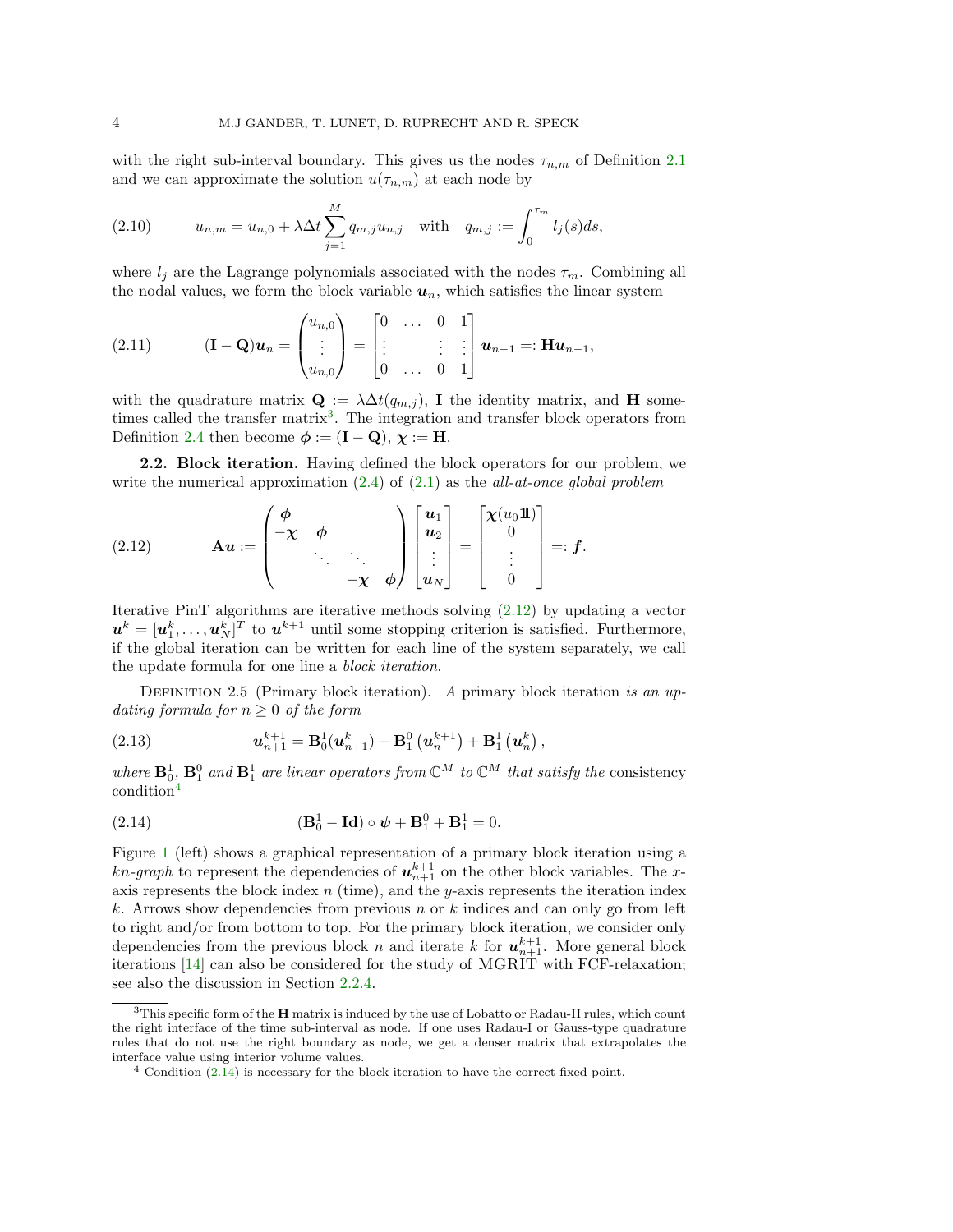with the right sub-interval boundary. This gives us the nodes $\tau_{n,m}$ of Definition 2.1 and we can approximate the solution $u(\tau_{n,m})$ at each node by

$$u_{n,m} = u_{n,0} + \lambda \Delta t \sum_{j=1}^{M} q_{m,j} u_{n,j} \quad \text{with} \quad q_{m,j} := \int_0^{\tau_m} l_j(s) ds, \tag{2.10}$$

where $l_j$ are the Lagrange polynomials associated with the nodes $\tau_m$. Combining all the nodal values, we form the block variable $\boldsymbol{u}_n$, which satisfies the linear system

$$(\mathbf{I} - \mathbf{Q})\boldsymbol{u}_n = \begin{pmatrix} u_{n,0} \\ \vdots \\ u_{n,0} \end{pmatrix} = \begin{bmatrix} 0 & \dots & 0 & 1 \\ \vdots & & \vdots & \vdots \\ 0 & \dots & 0 & 1 \end{bmatrix} \boldsymbol{u}_{n-1} =: \mathbf{H}\boldsymbol{u}_{n-1}, \tag{2.11}$$

with the quadrature matrix $\mathbf{Q} := \lambda \Delta t (q_{m,j})$, $\mathbf{I}$ the identity matrix, and $\mathbf{H}$ sometimes called the transfer matrix[3]. The integration and transfer block operators from Definition 2.4 then become $\boldsymbol{\phi} := (\mathbf{I} - \mathbf{Q})$, $\boldsymbol{\chi} := \mathbf{H}$.

**2.2. Block iteration.** Having defined the block operators for our problem, we write the numerical approximation (2.4) of (2.1) as the *all-at-once global problem*

$$\mathbf{A}\boldsymbol{u} := \begin{pmatrix} \boldsymbol{\phi} & & & \\ -\boldsymbol{\chi} & \boldsymbol{\phi} & & \\ & \ddots & \ddots & \\ & & -\boldsymbol{\chi} & \boldsymbol{\phi} \end{pmatrix} \begin{bmatrix} \boldsymbol{u}_1 \\ \boldsymbol{u}_2 \\ \vdots \\ \boldsymbol{u}_N \end{bmatrix} = \begin{bmatrix} \boldsymbol{\chi}(u_0 \mathbb{1}) \\ 0 \\ \vdots \\ 0 \end{bmatrix} =: \boldsymbol{f}. \tag{2.12}$$

Iterative PinT algorithms are iterative methods solving (2.12) by updating a vector $\boldsymbol{u}^k = [\boldsymbol{u}_1^k, \dots, \boldsymbol{u}_N^k]^T$ to $\boldsymbol{u}^{k+1}$ until some stopping criterion is satisfied. Furthermore, if the global iteration can be written for each line of the system separately, we call the update formula for one line a *block iteration*.

Definition 2.5 (Primary block iteration). *A* primary block iteration *is an updating formula for $n \geq 0$ of the form*

$$\boldsymbol{u}_{n+1}^{k+1} = \mathbf{B}_0^1(\boldsymbol{u}_{n+1}^k) + \mathbf{B}_1^0\left(\boldsymbol{u}_n^{k+1}\right) + \mathbf{B}_1^1\left(\boldsymbol{u}_n^k\right), \tag{2.13}$$

*where $\mathbf{B}_0^1$, $\mathbf{B}_1^0$ and $\mathbf{B}_1^1$ are linear operators from $\mathbb{C}^M$ to $\mathbb{C}^M$ that satisfy the* consistency condition[4]

$$(\mathbf{B}_0^1 - \mathbf{Id}) \circ \boldsymbol{\psi} + \mathbf{B}_1^0 + \mathbf{B}_1^1 = 0. \tag{2.14}$$

Figure 1 (left) shows a graphical representation of a primary block iteration using a *kn-graph* to represent the dependencies of $\boldsymbol{u}_{n+1}^{k+1}$ on the other block variables. The $x$-axis represents the block index $n$ (time), and the $y$-axis represents the iteration index $k$. Arrows show dependencies from previous $n$ or $k$ indices and can only go from left to right and/or from bottom to top. For the primary block iteration, we consider only dependencies from the previous block $n$ and iterate $k$ for $\boldsymbol{u}_{n+1}^{k+1}$. More general block iterations [14] can also be considered for the study of MGRIT with FCF-relaxation; see also the discussion in Section 2.2.4.

---

[3] This specific form of the $\mathbf{H}$ matrix is induced by the use of Lobatto or Radau-II rules, which count the right interface of the time sub-interval as node. If one uses Radau-I or Gauss-type quadrature rules that do not use the right boundary as node, we get a denser matrix that extrapolates the interface value using interior volume values.

[4] Condition (2.14) is necessary for the block iteration to have the correct fixed point.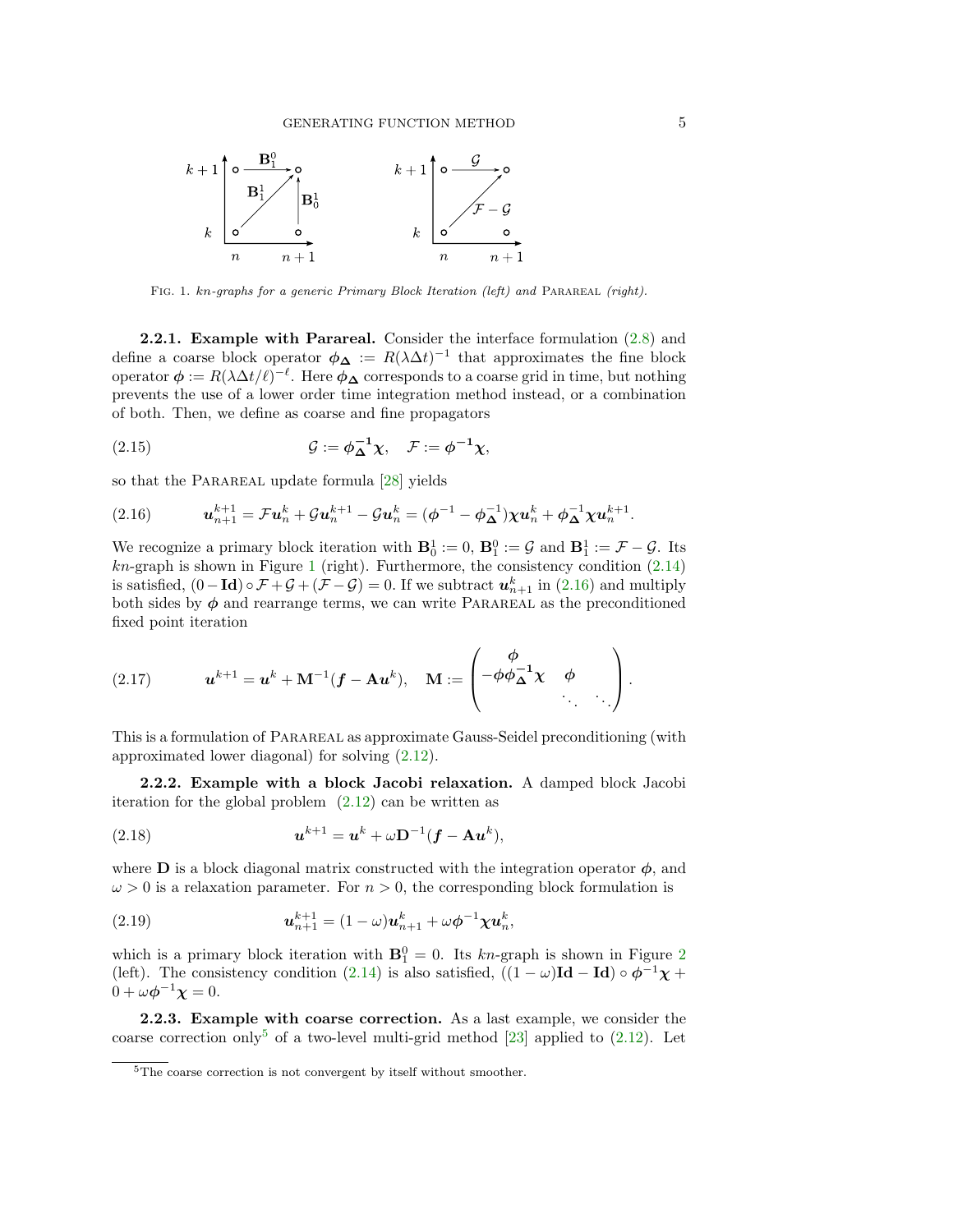FIG. 1. *kn-graphs for a generic Primary Block Iteration (left) and* PARAREAL *(right).*

**2.2.1. Example with Parareal.** Consider the interface formulation (2.8) and define a coarse block operator $\boldsymbol{\phi_\Delta} := R(\lambda\Delta t)^{-1}$ that approximates the fine block operator $\boldsymbol{\phi} := R(\lambda\Delta t/\ell)^{-\ell}$. Here $\boldsymbol{\phi_\Delta}$ corresponds to a coarse grid in time, but nothing prevents the use of a lower order time integration method instead, or a combination of both. Then, we define as coarse and fine propagators

$$\mathcal{G} := \boldsymbol{\phi_\Delta^{-1}\chi}, \quad \mathcal{F} := \boldsymbol{\phi^{-1}\chi}, \tag{2.15}$$

so that the PARAREAL update formula [28] yields

$$\boldsymbol{u}_{n+1}^{k+1} = \mathcal{F}\boldsymbol{u}_n^k + \mathcal{G}\boldsymbol{u}_n^{k+1} - \mathcal{G}\boldsymbol{u}_n^k = (\boldsymbol{\phi}^{-1} - \boldsymbol{\phi}_{\boldsymbol{\Delta}}^{-1})\boldsymbol{\chi}\boldsymbol{u}_n^k + \boldsymbol{\phi}_{\boldsymbol{\Delta}}^{-1}\boldsymbol{\chi}\boldsymbol{u}_n^{k+1}. \tag{2.16}$$

We recognize a primary block iteration with $\mathbf{B}_0^1 := 0$, $\mathbf{B}_1^0 := \mathcal{G}$ and $\mathbf{B}_1^1 := \mathcal{F} - \mathcal{G}$. Its *kn*-graph is shown in Figure 1 (right). Furthermore, the consistency condition (2.14) is satisfied, $(0 - \mathbf{Id}) \circ \mathcal{F} + \mathcal{G} + (\mathcal{F} - \mathcal{G}) = 0$. If we subtract $\boldsymbol{u}_{n+1}^k$ in (2.16) and multiply both sides by $\boldsymbol{\phi}$ and rearrange terms, we can write PARAREAL as the preconditioned fixed point iteration

$$\boldsymbol{u}^{k+1} = \boldsymbol{u}^k + \mathbf{M}^{-1}(\boldsymbol{f} - \mathbf{A}\boldsymbol{u}^k), \quad \mathbf{M} := \begin{pmatrix} \boldsymbol{\phi} & & \\ -\boldsymbol{\phi}\boldsymbol{\phi_\Delta^{-1}\chi} & \boldsymbol{\phi} & \\ & \ddots & \ddots \end{pmatrix}. \tag{2.17}$$

This is a formulation of PARAREAL as approximate Gauss-Seidel preconditioning (with approximated lower diagonal) for solving (2.12).

**2.2.2. Example with a block Jacobi relaxation.** A damped block Jacobi iteration for the global problem (2.12) can be written as

$$\boldsymbol{u}^{k+1} = \boldsymbol{u}^k + \omega\mathbf{D}^{-1}(\boldsymbol{f} - \mathbf{A}\boldsymbol{u}^k), \tag{2.18}$$

where $\mathbf{D}$ is a block diagonal matrix constructed with the integration operator $\boldsymbol{\phi}$, and $\omega > 0$ is a relaxation parameter. For $n > 0$, the corresponding block formulation is

$$\boldsymbol{u}_{n+1}^{k+1} = (1-\omega)\boldsymbol{u}_{n+1}^k + \omega\boldsymbol{\phi}^{-1}\boldsymbol{\chi}\boldsymbol{u}_n^k, \tag{2.19}$$

which is a primary block iteration with $\mathbf{B}_1^0 = 0$. Its *kn*-graph is shown in Figure 2 (left). The consistency condition (2.14) is also satisfied, $((1-\omega)\mathbf{Id} - \mathbf{Id}) \circ \boldsymbol{\phi}^{-1}\boldsymbol{\chi} + 0 + \omega\boldsymbol{\phi}^{-1}\boldsymbol{\chi} = 0$.

**2.2.3. Example with coarse correction.** As a last example, we consider the coarse correction only[5] of a two-level multi-grid method [23] applied to (2.12). Let

[5]The coarse correction is not convergent by itself without smoother.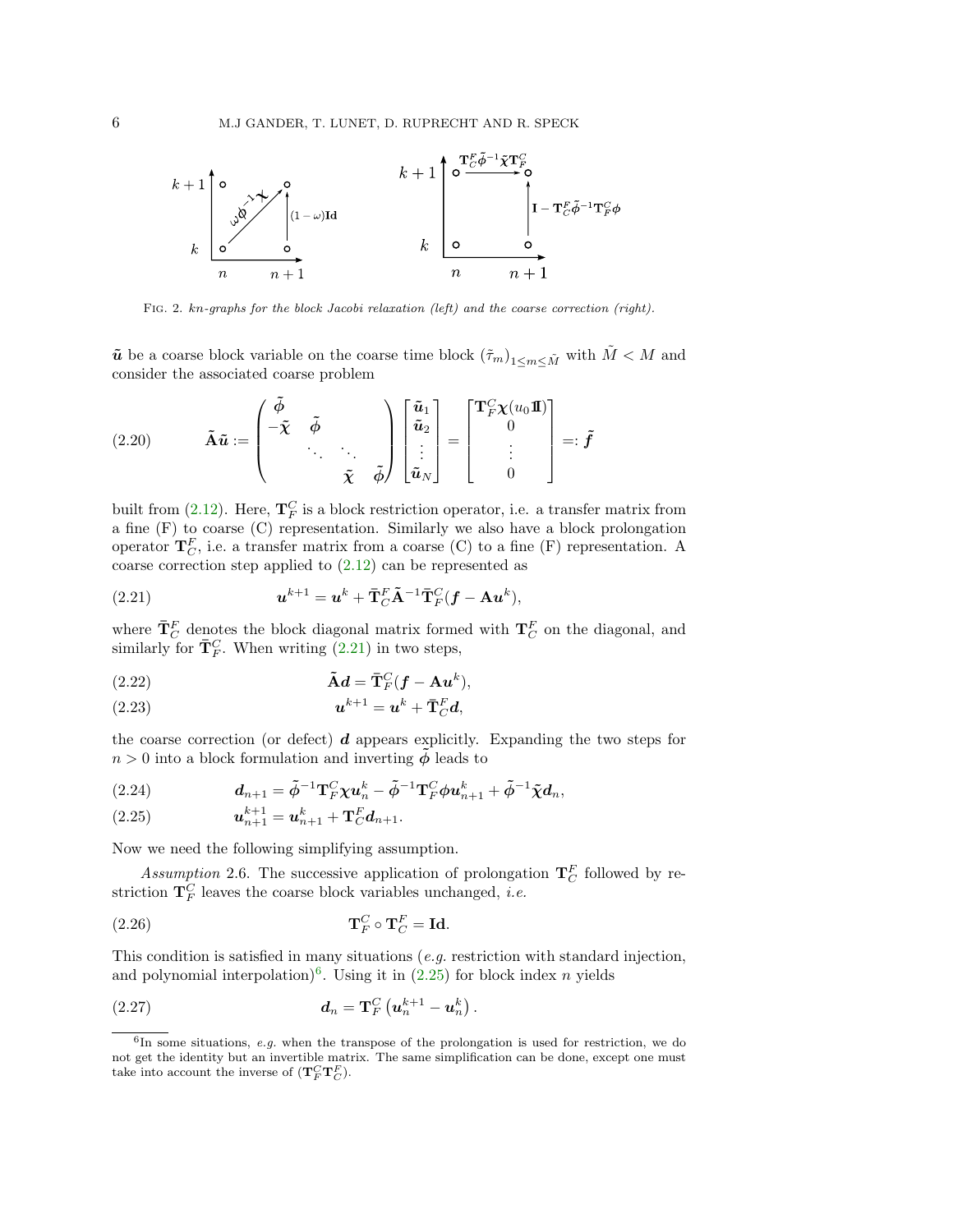FIG. 2. *kn-graphs for the block Jacobi relaxation (left) and the coarse correction (right).*

$\tilde{\boldsymbol{u}}$ be a coarse block variable on the coarse time block $(\tilde{\tau}_m)_{1\leq m\leq \tilde{M}}$ with $\tilde{M} < M$ and consider the associated coarse problem

$$\tilde{\mathbf{A}}\tilde{\boldsymbol{u}} := \begin{pmatrix} \tilde{\boldsymbol{\phi}} & & & \\ -\tilde{\boldsymbol{\chi}} & \tilde{\boldsymbol{\phi}} & & \\ & \ddots & \ddots & \\ & & \tilde{\boldsymbol{\chi}} & \tilde{\boldsymbol{\phi}} \end{pmatrix} \begin{bmatrix} \tilde{\boldsymbol{u}}_1 \\ \tilde{\boldsymbol{u}}_2 \\ \vdots \\ \tilde{\boldsymbol{u}}_N \end{bmatrix} = \begin{bmatrix} \mathbf{T}_F^C \boldsymbol{\chi}(u_0 \mathbb{1}) \\ 0 \\ \vdots \\ 0 \end{bmatrix} =: \tilde{\boldsymbol{f}} \tag{2.20}$$

built from (2.12). Here, $\mathbf{T}_F^C$ is a block restriction operator, i.e. a transfer matrix from a fine (F) to coarse (C) representation. Similarly we also have a block prolongation operator $\mathbf{T}_C^F$, i.e. a transfer matrix from a coarse (C) to a fine (F) representation. A coarse correction step applied to (2.12) can be represented as

$$\boldsymbol{u}^{k+1} = \boldsymbol{u}^k + \bar{\mathbf{T}}_C^F \tilde{\mathbf{A}}^{-1} \bar{\mathbf{T}}_F^C (\boldsymbol{f} - \mathbf{A}\boldsymbol{u}^k), \tag{2.21}$$

where $\bar{\mathbf{T}}_C^F$ denotes the block diagonal matrix formed with $\mathbf{T}_C^F$ on the diagonal, and similarly for $\bar{\mathbf{T}}_F^C$. When writing (2.21) in two steps,

$$\tilde{\mathbf{A}}\boldsymbol{d} = \bar{\mathbf{T}}_F^C (\boldsymbol{f} - \mathbf{A}\boldsymbol{u}^k), \tag{2.22}$$

$$\boldsymbol{u}^{k+1} = \boldsymbol{u}^k + \bar{\mathbf{T}}_C^F \boldsymbol{d}, \tag{2.23}$$

the coarse correction (or defect) $\boldsymbol{d}$ appears explicitly. Expanding the two steps for $n > 0$ into a block formulation and inverting $\tilde{\boldsymbol{\phi}}$ leads to

$$\boldsymbol{d}_{n+1} = \tilde{\boldsymbol{\phi}}^{-1} \mathbf{T}_F^C \boldsymbol{\chi} \boldsymbol{u}_n^k - \tilde{\boldsymbol{\phi}}^{-1} \mathbf{T}_F^C \boldsymbol{\phi} \boldsymbol{u}_{n+1}^k + \tilde{\boldsymbol{\phi}}^{-1} \tilde{\boldsymbol{\chi}} \boldsymbol{d}_n, \tag{2.24}$$

$$\boldsymbol{u}_{n+1}^{k+1} = \boldsymbol{u}_{n+1}^k + \mathbf{T}_C^F \boldsymbol{d}_{n+1}. \tag{2.25}$$

Now we need the following simplifying assumption.

*Assumption* 2.6. The successive application of prolongation $\mathbf{T}_C^F$ followed by restriction $\mathbf{T}_F^C$ leaves the coarse block variables unchanged, *i.e.*

$$\mathbf{T}_F^C \circ \mathbf{T}_C^F = \mathbf{Id}. \tag{2.26}$$

This condition is satisfied in many situations (*e.g.* restriction with standard injection, and polynomial interpolation)[6]. Using it in (2.25) for block index $n$ yields

$$\boldsymbol{d}_n = \mathbf{T}_F^C \left( \boldsymbol{u}_n^{k+1} - \boldsymbol{u}_n^k \right). \tag{2.27}$$

[6]In some situations, *e.g.* when the transpose of the prolongation is used for restriction, we do not get the identity but an invertible matrix. The same simplification can be done, except one must take into account the inverse of $(\mathbf{T}_F^C \mathbf{T}_C^F)$.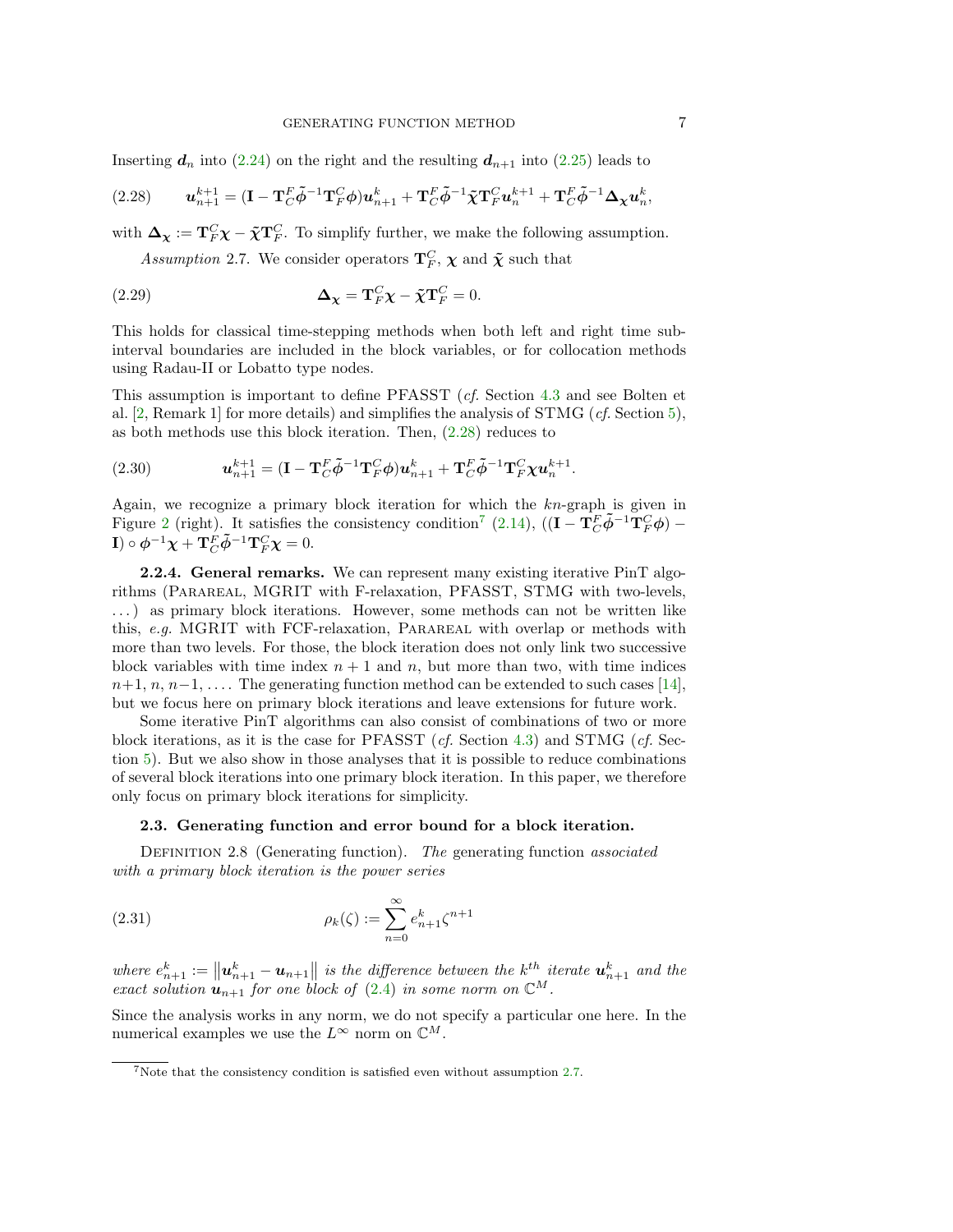Inserting $\boldsymbol{d}_n$ into (2.24) on the right and the resulting $\boldsymbol{d}_{n+1}$ into (2.25) leads to

$$\boldsymbol{u}_{n+1}^{k+1} = (\mathbf{I} - \mathbf{T}_C^F \tilde{\boldsymbol{\phi}}^{-1} \mathbf{T}_F^C \boldsymbol{\phi}) \boldsymbol{u}_{n+1}^k + \mathbf{T}_C^F \tilde{\boldsymbol{\phi}}^{-1} \tilde{\boldsymbol{\chi}} \mathbf{T}_F^C \boldsymbol{u}_n^{k+1} + \mathbf{T}_C^F \tilde{\boldsymbol{\phi}}^{-1} \boldsymbol{\Delta}_{\boldsymbol{\chi}} \boldsymbol{u}_n^k, \tag{2.28}$$

with $\boldsymbol{\Delta}_{\boldsymbol{\chi}} := \mathbf{T}_F^C \boldsymbol{\chi} - \tilde{\boldsymbol{\chi}} \mathbf{T}_F^C$. To simplify further, we make the following assumption.

*Assumption* 2.7. We consider operators $\mathbf{T}_F^C$, $\boldsymbol{\chi}$ and $\tilde{\boldsymbol{\chi}}$ such that

$$\boldsymbol{\Delta}_{\boldsymbol{\chi}} = \mathbf{T}_F^C \boldsymbol{\chi} - \tilde{\boldsymbol{\chi}} \mathbf{T}_F^C = 0. \tag{2.29}$$

This holds for classical time-stepping methods when both left and right time subinterval boundaries are included in the block variables, or for collocation methods using Radau-II or Lobatto type nodes.

This assumption is important to define PFASST (*cf.* Section 4.3 and see Bolten et al. [2, Remark 1] for more details) and simplifies the analysis of STMG (*cf.* Section 5), as both methods use this block iteration. Then, (2.28) reduces to

$$\boldsymbol{u}_{n+1}^{k+1} = (\mathbf{I} - \mathbf{T}_C^F \tilde{\boldsymbol{\phi}}^{-1} \mathbf{T}_F^C \boldsymbol{\phi}) \boldsymbol{u}_{n+1}^k + \mathbf{T}_C^F \tilde{\boldsymbol{\phi}}^{-1} \mathbf{T}_F^C \boldsymbol{\chi} \boldsymbol{u}_n^{k+1}. \tag{2.30}$$

Again, we recognize a primary block iteration for which the $kn$-graph is given in Figure 2 (right). It satisfies the consistency condition[7] (2.14), $((\mathbf{I} - \mathbf{T}_C^F \tilde{\boldsymbol{\phi}}^{-1} \mathbf{T}_F^C \boldsymbol{\phi}) - \mathbf{I}) \circ \boldsymbol{\phi}^{-1} \boldsymbol{\chi} + \mathbf{T}_C^F \tilde{\boldsymbol{\phi}}^{-1} \mathbf{T}_F^C \boldsymbol{\chi} = 0$.

**2.2.4. General remarks.** We can represent many existing iterative PinT algorithms (Parareal, MGRIT with F-relaxation, PFASST, STMG with two-levels, ...) as primary block iterations. However, some methods can not be written like this, *e.g.* MGRIT with FCF-relaxation, Parareal with overlap or methods with more than two levels. For those, the block iteration does not only link two successive block variables with time index $n+1$ and $n$, but more than two, with time indices $n{+}1$, $n$, $n{-}1$, .... The generating function method can be extended to such cases [14], but we focus here on primary block iterations and leave extensions for future work.

Some iterative PinT algorithms can also consist of combinations of two or more block iterations, as it is the case for PFASST (*cf.* Section 4.3) and STMG (*cf.* Section 5). But we also show in those analyses that it is possible to reduce combinations of several block iterations into one primary block iteration. In this paper, we therefore only focus on primary block iterations for simplicity.

### 2.3. Generating function and error bound for a block iteration.

Definition 2.8 (Generating function). *The* generating function *associated with a primary block iteration is the power series*

$$\rho_k(\zeta) := \sum_{n=0}^{\infty} e_{n+1}^k \zeta^{n+1} \tag{2.31}$$

*where $e_{n+1}^k := \left\| \boldsymbol{u}_{n+1}^k - \boldsymbol{u}_{n+1} \right\|$ is the difference between the $k^{th}$ iterate $\boldsymbol{u}_{n+1}^k$ and the exact solution $\boldsymbol{u}_{n+1}$ for one block of* (2.4) *in some norm on $\mathbb{C}^M$.*

Since the analysis works in any norm, we do not specify a particular one here. In the numerical examples we use the $L^\infty$ norm on $\mathbb{C}^M$.

---

[7] Note that the consistency condition is satisfied even without assumption 2.7.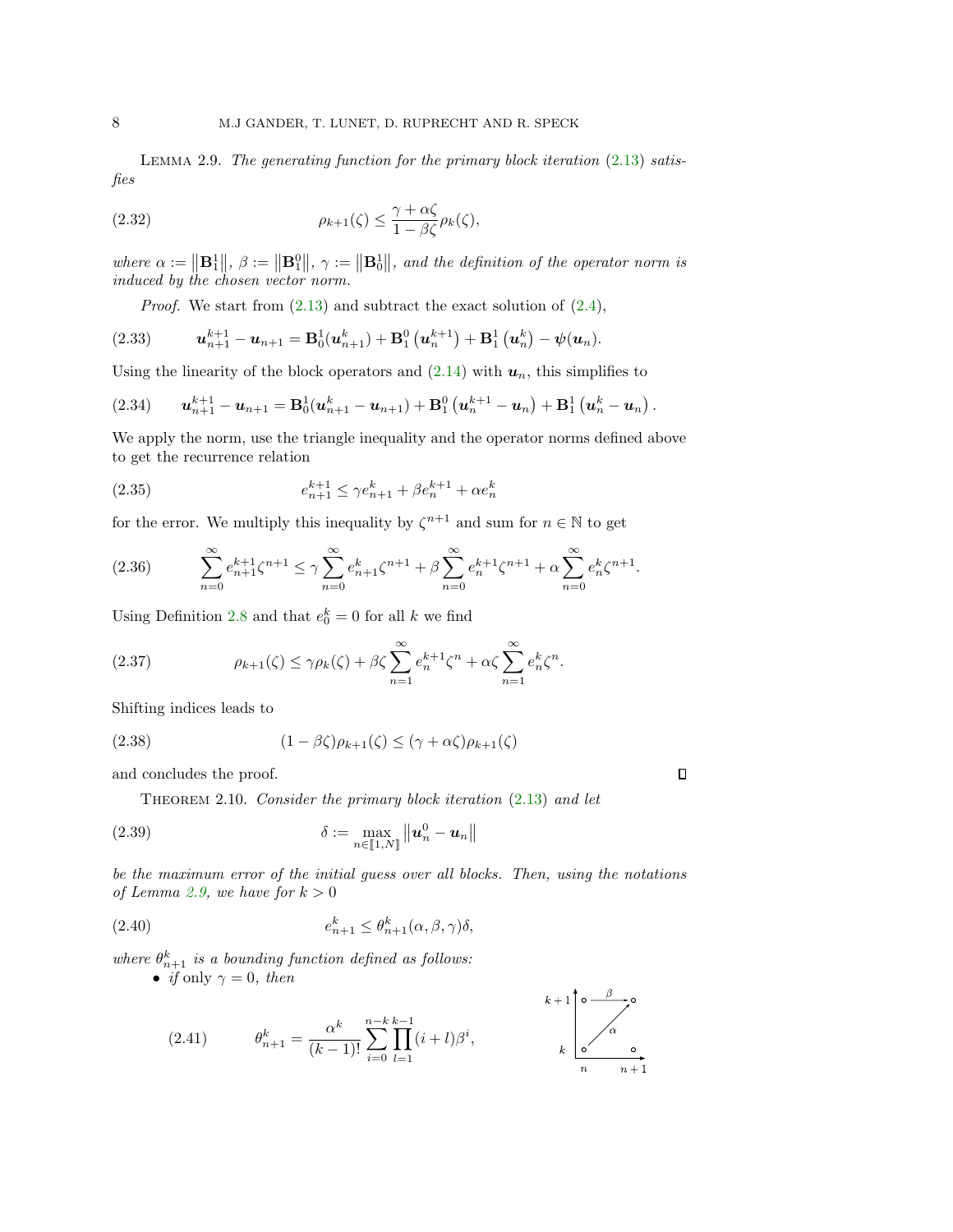LEMMA 2.9. *The generating function for the primary block iteration* (2.13) *satisfies*

$$\rho_{k+1}(\zeta) \leq \frac{\gamma + \alpha\zeta}{1-\beta\zeta}\rho_k(\zeta), \tag{2.32}$$

*where* $\alpha := \left\|\mathbf{B}_1^1\right\|$, $\beta := \left\|\mathbf{B}_1^0\right\|$, $\gamma := \left\|\mathbf{B}_0^1\right\|$, *and the definition of the operator norm is induced by the chosen vector norm.*

*Proof.* We start from (2.13) and subtract the exact solution of (2.4),

$$\boldsymbol{u}_{n+1}^{k+1} - \boldsymbol{u}_{n+1} = \mathbf{B}_0^1(\boldsymbol{u}_{n+1}^k) + \mathbf{B}_1^0\left(\boldsymbol{u}_n^{k+1}\right) + \mathbf{B}_1^1\left(\boldsymbol{u}_n^k\right) - \boldsymbol{\psi}(\boldsymbol{u}_n). \tag{2.33}$$

Using the linearity of the block operators and (2.14) with $\boldsymbol{u}_n$, this simplifies to

$$\boldsymbol{u}_{n+1}^{k+1} - \boldsymbol{u}_{n+1} = \mathbf{B}_0^1(\boldsymbol{u}_{n+1}^k - \boldsymbol{u}_{n+1}) + \mathbf{B}_1^0\left(\boldsymbol{u}_n^{k+1} - \boldsymbol{u}_n\right) + \mathbf{B}_1^1\left(\boldsymbol{u}_n^k - \boldsymbol{u}_n\right). \tag{2.34}$$

We apply the norm, use the triangle inequality and the operator norms defined above to get the recurrence relation

$$e_{n+1}^{k+1} \leq \gamma e_{n+1}^k + \beta e_n^{k+1} + \alpha e_n^k \tag{2.35}$$

for the error. We multiply this inequality by $\zeta^{n+1}$ and sum for $n \in \mathbb{N}$ to get

$$\sum_{n=0}^{\infty} e_{n+1}^{k+1}\zeta^{n+1} \leq \gamma\sum_{n=0}^{\infty} e_{n+1}^{k}\zeta^{n+1} + \beta\sum_{n=0}^{\infty} e_{n}^{k+1}\zeta^{n+1} + \alpha\sum_{n=0}^{\infty} e_{n}^{k}\zeta^{n+1}. \tag{2.36}$$

Using Definition 2.8 and that $e_0^k = 0$ for all $k$ we find

$$\rho_{k+1}(\zeta) \leq \gamma\rho_k(\zeta) + \beta\zeta\sum_{n=1}^{\infty} e_n^{k+1}\zeta^n + \alpha\zeta\sum_{n=1}^{\infty} e_n^k\zeta^n. \tag{2.37}$$

Shifting indices leads to

$$(1-\beta\zeta)\rho_{k+1}(\zeta) \leq (\gamma + \alpha\zeta)\rho_{k+1}(\zeta) \tag{2.38}$$

and concludes the proof. ∎

THEOREM 2.10. *Consider the primary block iteration* (2.13) *and let*

$$\delta := \max_{n \in [\![1,N]\!]} \left\|\boldsymbol{u}_n^0 - \boldsymbol{u}_n\right\| \tag{2.39}$$

*be the maximum error of the initial guess over all blocks. Then, using the notations of Lemma 2.9, we have for* $k > 0$

$$e_{n+1}^k \leq \theta_{n+1}^k(\alpha, \beta, \gamma)\delta, \tag{2.40}$$

*where* $\theta_{n+1}^k$ *is a bounding function defined as follows:*

- *if* only $\gamma = 0$, *then*

$$\theta_{n+1}^k = \frac{\alpha^k}{(k-1)!}\sum_{i=0}^{n-k}\prod_{l=1}^{k-1}(i+l)\beta^i, \tag{2.41}$$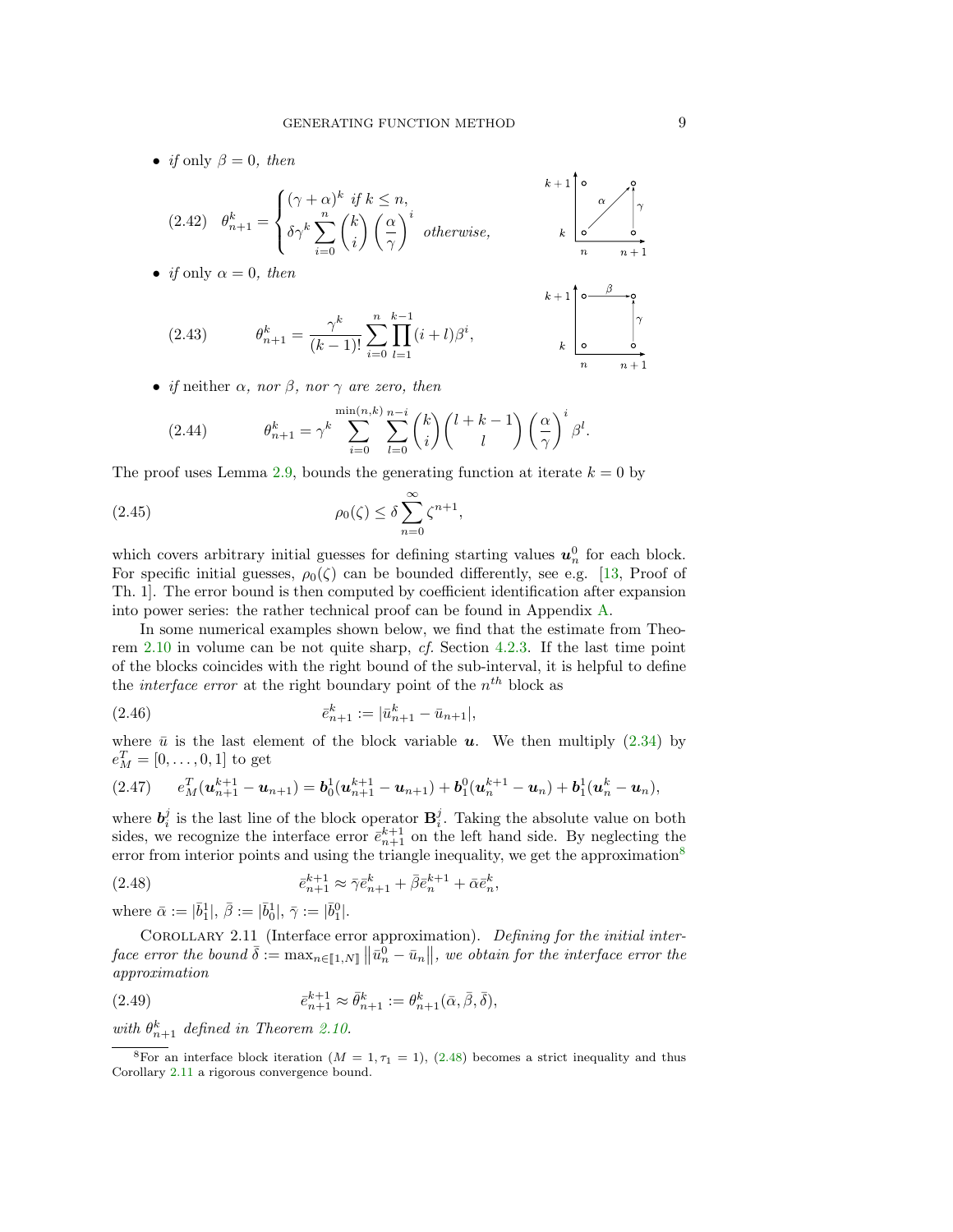- *if* only $\beta = 0$*, then*

$$
\theta_{n+1}^{k} = \begin{cases} (\gamma+\alpha)^k \text{ if } k \le n, \\ \delta\gamma^k \displaystyle\sum_{i=0}^{n} \binom{k}{i} \left(\frac{\alpha}{\gamma}\right)^i \text{ otherwise,} \end{cases} \tag{2.42}
$$

- *if* only $\alpha = 0$*, then*

$$
\theta_{n+1}^{k} = \frac{\gamma^k}{(k-1)!} \sum_{i=0}^{n} \prod_{l=1}^{k-1} (i+l)\beta^i, \tag{2.43}
$$

- *if* neither $\alpha$*, nor* $\beta$*, nor* $\gamma$ *are zero, then*

$$
\theta_{n+1}^{k} = \gamma^k \sum_{i=0}^{\min(n,k)} \sum_{l=0}^{n-i} \binom{k}{i} \binom{l+k-1}{l} \left(\frac{\alpha}{\gamma}\right)^i \beta^l. \tag{2.44}
$$

The proof uses Lemma 2.9, bounds the generating function at iterate $k = 0$ by

$$
\rho_0(\zeta) \le \delta \sum_{n=0}^{\infty} \zeta^{n+1}, \tag{2.45}
$$

which covers arbitrary initial guesses for defining starting values $\boldsymbol{u}_n^0$ for each block. For specific initial guesses, $\rho_0(\zeta)$ can be bounded differently, see e.g. [13, Proof of Th. 1]. The error bound is then computed by coefficient identification after expansion into power series: the rather technical proof can be found in Appendix A.

In some numerical examples shown below, we find that the estimate from Theorem 2.10 in volume can be not quite sharp, *cf.* Section 4.2.3. If the last time point of the blocks coincides with the right bound of the sub-interval, it is helpful to define the *interface error* at the right boundary point of the $n^{th}$ block as

$$
\bar{e}_{n+1}^{k} := |\bar{u}_{n+1}^{k} - \bar{u}_{n+1}|, \tag{2.46}
$$

where $\bar{u}$ is the last element of the block variable $\boldsymbol{u}$. We then multiply (2.34) by $e_M^T = [0, \dots, 0, 1]$ to get

$$
e_M^T(\boldsymbol{u}_{n+1}^{k+1} - \boldsymbol{u}_{n+1}) = \boldsymbol{b}_0^1(\boldsymbol{u}_{n+1}^{k+1} - \boldsymbol{u}_{n+1}) + \boldsymbol{b}_1^0(\boldsymbol{u}_n^{k+1} - \boldsymbol{u}_n) + \boldsymbol{b}_1^1(\boldsymbol{u}_n^{k} - \boldsymbol{u}_n), \tag{2.47}
$$

where $\boldsymbol{b}_i^j$ is the last line of the block operator $\mathbf{B}_i^j$. Taking the absolute value on both sides, we recognize the interface error $\bar{e}_{n+1}^{k+1}$ on the left hand side. By neglecting the error from interior points and using the triangle inequality, we get the approximation[8]

$$
\bar{e}_{n+1}^{k+1} \approx \bar{\gamma}\bar{e}_{n+1}^{k} + \bar{\beta}\bar{e}_{n}^{k+1} + \bar{\alpha}\bar{e}_{n}^{k}, \tag{2.48}
$$

where $\bar{\alpha} := |\bar{b}_1^1|$, $\bar{\beta} := |\bar{b}_0^1|$, $\bar{\gamma} := |\bar{b}_1^0|$.

COROLLARY 2.11 (Interface error approximation). *Defining for the initial interface error the bound* $\bar{\delta} := \max_{n \in [\![1,N]\!]} \left\| \bar{u}_n^0 - \bar{u}_n \right\|$*, we obtain for the interface error the approximation*

$$
\bar{e}_{n+1}^{k+1} \approx \bar{\theta}_{n+1}^{k} := \theta_{n+1}^{k}(\bar{\alpha}, \bar{\beta}, \bar{\delta}), \tag{2.49}
$$

*with* $\theta_{n+1}^{k}$ *defined in Theorem 2.10.*

[8] For an interface block iteration ($M = 1, \tau_1 = 1$), (2.48) becomes a strict inequality and thus Corollary 2.11 a rigorous convergence bound.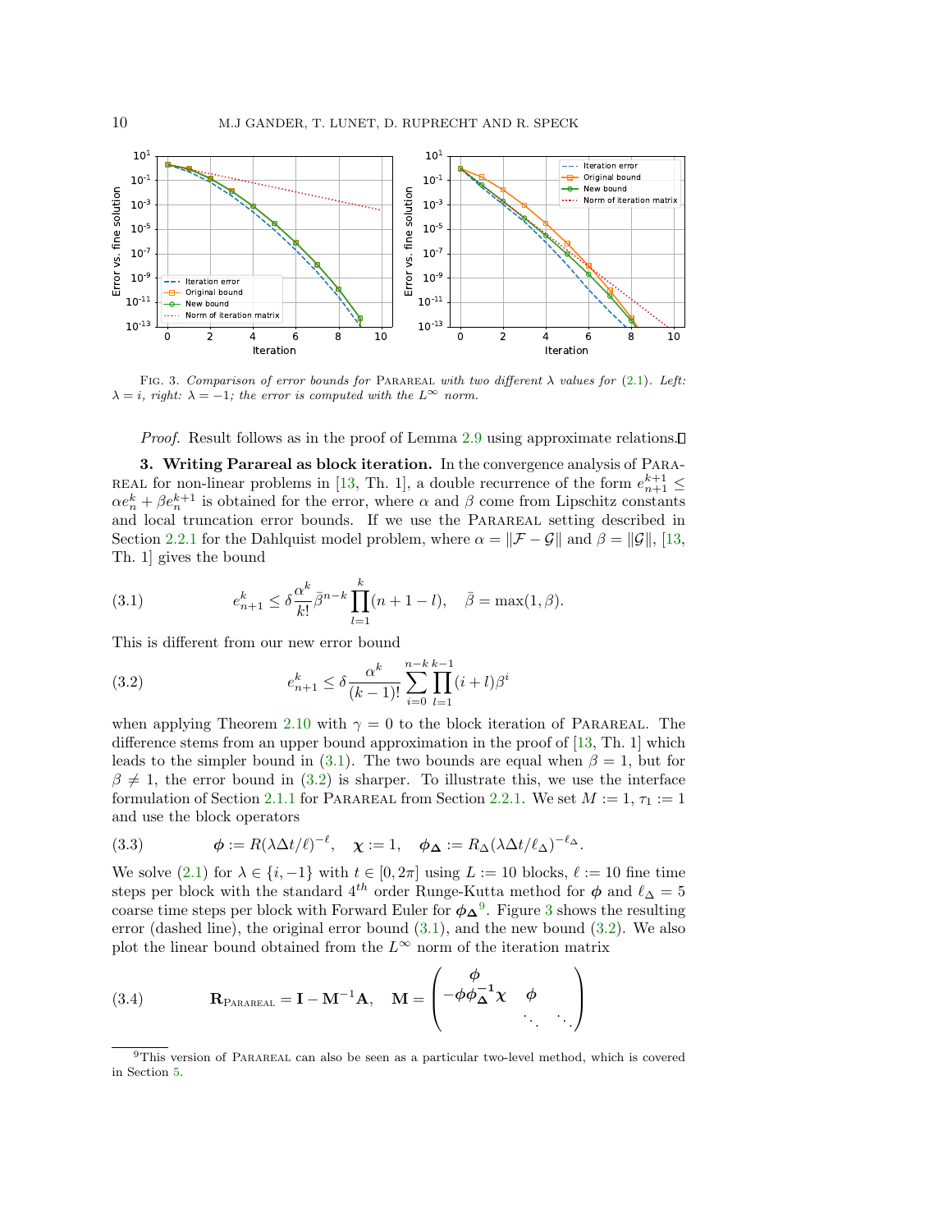FIG. 3. *Comparison of error bounds for* PARAREAL *with two different* $\lambda$ *values for* (2.1)*. Left:* $\lambda = i$*, right:* $\lambda = -1$*; the error is computed with the* $L^\infty$ *norm.*

*Proof.* Result follows as in the proof of Lemma 2.9 using approximate relations. ∎

## 3. Writing Parareal as block iteration.

In the convergence analysis of PARAREAL for non-linear problems in [13, Th. 1], a double recurrence of the form $e_{n+1}^{k+1} \leq \alpha e_n^k + \beta e_n^{k+1}$ is obtained for the error, where $\alpha$ and $\beta$ come from Lipschitz constants and local truncation error bounds. If we use the PARAREAL setting described in Section 2.2.1 for the Dahlquist model problem, where $\alpha = \|\mathcal{F} - \mathcal{G}\|$ and $\beta = \|\mathcal{G}\|$, [13, Th. 1] gives the bound

$$e_{n+1}^k \leq \delta \frac{\alpha^k}{k!} \bar{\beta}^{n-k} \prod_{l=1}^{k} (n + 1 - l), \quad \bar{\beta} = \max(1, \beta). \tag{3.1}$$

This is different from our new error bound

$$e_{n+1}^k \leq \delta \frac{\alpha^k}{(k-1)!} \sum_{i=0}^{n-k} \prod_{l=1}^{k-1} (i + l) \beta^i \tag{3.2}$$

when applying Theorem 2.10 with $\gamma = 0$ to the block iteration of PARAREAL. The difference stems from an upper bound approximation in the proof of [13, Th. 1] which leads to the simpler bound in (3.1). The two bounds are equal when $\beta = 1$, but for $\beta \neq 1$, the error bound in (3.2) is sharper. To illustrate this, we use the interface formulation of Section 2.1.1 for PARAREAL from Section 2.2.1. We set $M := 1$, $\tau_1 := 1$ and use the block operators

$$\boldsymbol{\phi} := R(\lambda \Delta t / \ell)^{-\ell}, \quad \boldsymbol{\chi} := 1, \quad \boldsymbol{\phi_\Delta} := R_\Delta(\lambda \Delta t / \ell_\Delta)^{-\ell_\Delta}. \tag{3.3}$$

We solve (2.1) for $\lambda \in \{i, -1\}$ with $t \in [0, 2\pi]$ using $L := 10$ blocks, $\ell := 10$ fine time steps per block with the standard $4^{th}$ order Runge-Kutta method for $\boldsymbol{\phi}$ and $\ell_\Delta = 5$ coarse time steps per block with Forward Euler for $\boldsymbol{\phi_\Delta}$[9]. Figure 3 shows the resulting error (dashed line), the original error bound (3.1), and the new bound (3.2). We also plot the linear bound obtained from the $L^\infty$ norm of the iteration matrix

$$\mathbf{R}_{\text{PARAREAL}} = \mathbf{I} - \mathbf{M}^{-1}\mathbf{A}, \quad \mathbf{M} = \begin{pmatrix} \boldsymbol{\phi} & & \\ -\boldsymbol{\phi}\boldsymbol{\phi_\Delta^{-1}}\boldsymbol{\chi} & \boldsymbol{\phi} & \\ & \ddots & \ddots \end{pmatrix} \tag{3.4}$$

---

[9] This version of PARAREAL can also be seen as a particular two-level method, which is covered in Section 5.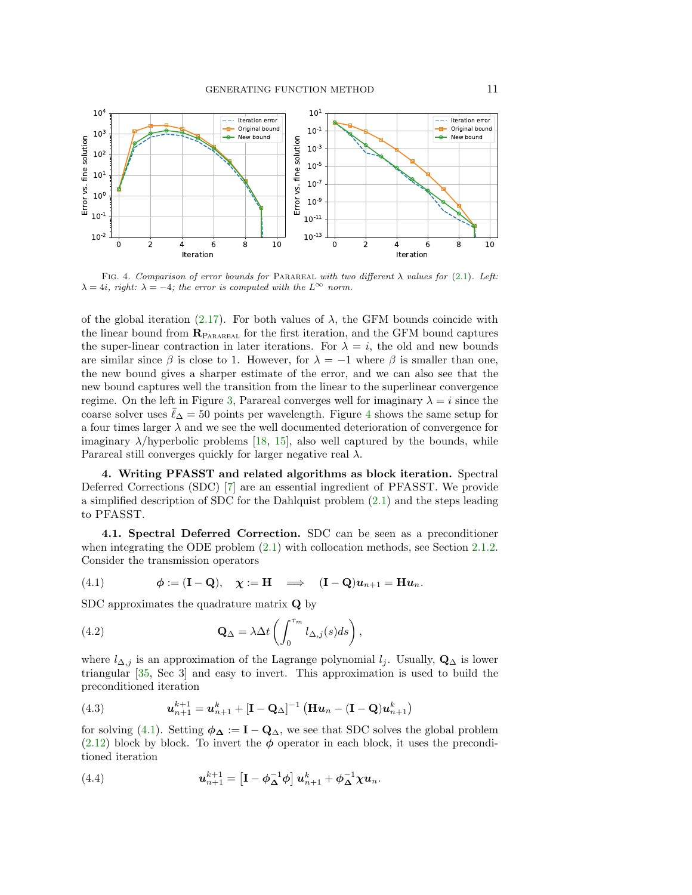Fig. 4. *Comparison of error bounds for* Parareal *with two different* $\lambda$ *values for* (2.1)*. Left:* $\lambda = 4i$*, right:* $\lambda = -4$*; the error is computed with the* $L^\infty$ *norm.*

of the global iteration (2.17). For both values of $\lambda$, the GFM bounds coincide with the linear bound from $\mathbf{R}_{\text{Parareal}}$ for the first iteration, and the GFM bound captures the super-linear contraction in later iterations. For $\lambda = i$, the old and new bounds are similar since $\beta$ is close to 1. However, for $\lambda = -1$ where $\beta$ is smaller than one, the new bound gives a sharper estimate of the error, and we can also see that the new bound captures well the transition from the linear to the superlinear convergence regime. On the left in Figure 3, Parareal converges well for imaginary $\lambda = i$ since the coarse solver uses $\bar{\ell}_\Delta = 50$ points per wavelength. Figure 4 shows the same setup for a four times larger $\lambda$ and we see the well documented deterioration of convergence for imaginary $\lambda$/hyperbolic problems [18, 15], also well captured by the bounds, while Parareal still converges quickly for larger negative real $\lambda$.

## 4. Writing PFASST and related algorithms as block iteration.

Spectral Deferred Corrections (SDC) [7] are an essential ingredient of PFASST. We provide a simplified description of SDC for the Dahlquist problem (2.1) and the steps leading to PFASST.

### 4.1. Spectral Deferred Correction.

SDC can be seen as a preconditioner when integrating the ODE problem (2.1) with collocation methods, see Section 2.1.2. Consider the transmission operators

$$\boldsymbol{\phi} := (\mathbf{I} - \mathbf{Q}), \quad \boldsymbol{\chi} := \mathbf{H} \quad \Longrightarrow \quad (\mathbf{I} - \mathbf{Q})\boldsymbol{u}_{n+1} = \mathbf{H}\boldsymbol{u}_n. \tag{4.1}$$

SDC approximates the quadrature matrix $\mathbf{Q}$ by

$$\mathbf{Q}_\Delta = \lambda \Delta t \left( \int_0^{\tau_m} l_{\Delta,j}(s) ds \right), \tag{4.2}$$

where $l_{\Delta,j}$ is an approximation of the Lagrange polynomial $l_j$. Usually, $\mathbf{Q}_\Delta$ is lower triangular [35, Sec 3] and easy to invert. This approximation is used to build the preconditioned iteration

$$\boldsymbol{u}_{n+1}^{k+1} = \boldsymbol{u}_{n+1}^{k} + [\mathbf{I} - \mathbf{Q}_\Delta]^{-1} \left( \mathbf{H}\boldsymbol{u}_n - (\mathbf{I} - \mathbf{Q})\boldsymbol{u}_{n+1}^{k} \right) \tag{4.3}$$

for solving (4.1). Setting $\boldsymbol{\phi}_{\boldsymbol{\Delta}} := \mathbf{I} - \mathbf{Q}_\Delta$, we see that SDC solves the global problem (2.12) block by block. To invert the $\boldsymbol{\phi}$ operator in each block, it uses the preconditioned iteration

$$\boldsymbol{u}_{n+1}^{k+1} = \left[ \mathbf{I} - \boldsymbol{\phi}_{\boldsymbol{\Delta}}^{-1} \boldsymbol{\phi} \right] \boldsymbol{u}_{n+1}^{k} + \boldsymbol{\phi}_{\boldsymbol{\Delta}}^{-1} \boldsymbol{\chi} \boldsymbol{u}_n. \tag{4.4}$$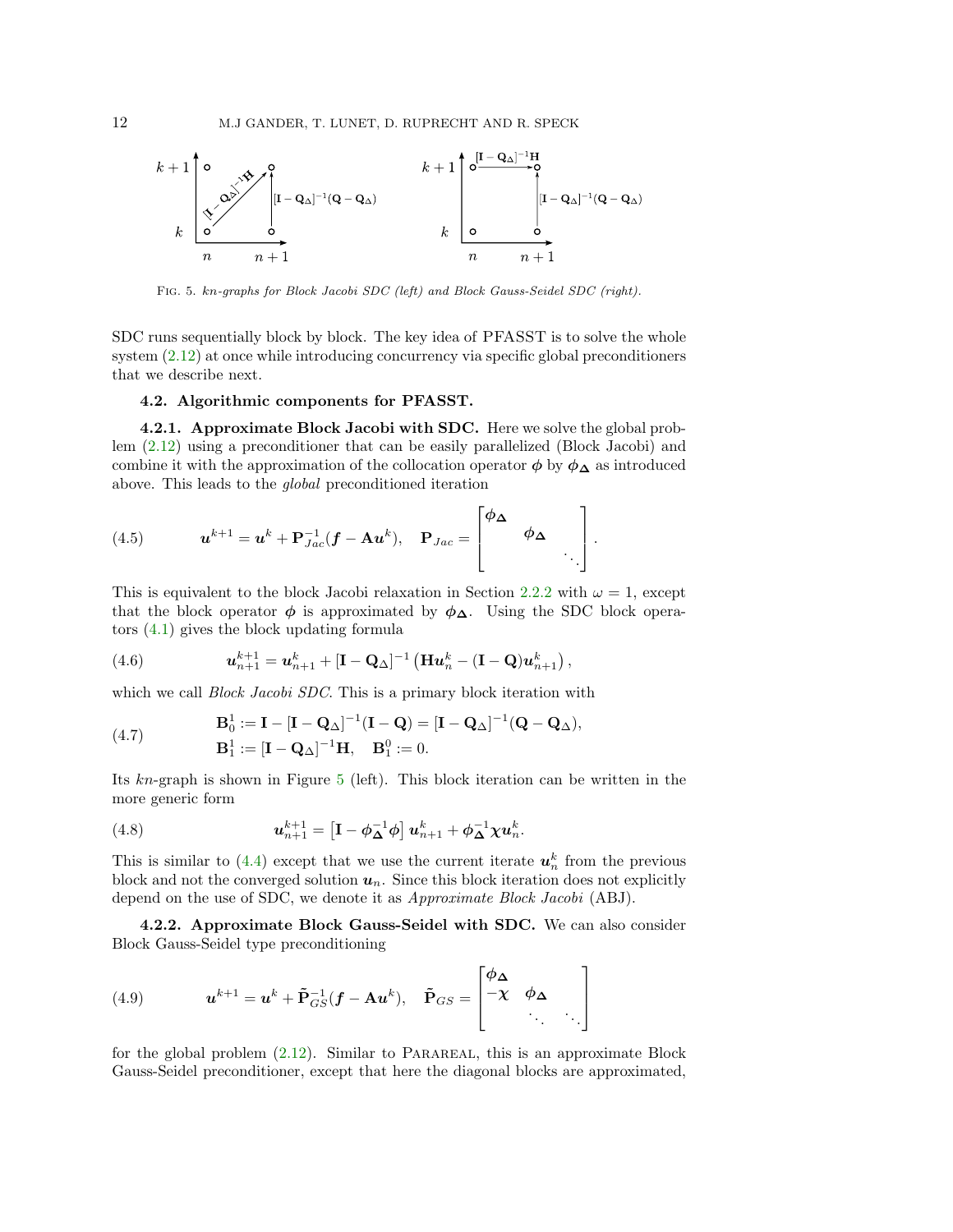FIG. 5. *kn-graphs for Block Jacobi SDC (left) and Block Gauss-Seidel SDC (right).*

SDC runs sequentially block by block. The key idea of PFASST is to solve the whole system (2.12) at once while introducing concurrency via specific global preconditioners that we describe next.

### 4.2. Algorithmic components for PFASST.

**4.2.1. Approximate Block Jacobi with SDC.** Here we solve the global problem (2.12) using a preconditioner that can be easily parallelized (Block Jacobi) and combine it with the approximation of the collocation operator $\boldsymbol{\phi}$ by $\boldsymbol{\phi_\Delta}$ as introduced above. This leads to the *global* preconditioned iteration

$$\boldsymbol{u}^{k+1} = \boldsymbol{u}^k + \mathbf{P}_{Jac}^{-1}(\boldsymbol{f} - \mathbf{A}\boldsymbol{u}^k), \quad \mathbf{P}_{Jac} = \begin{bmatrix} \boldsymbol{\phi_\Delta} & & \\ & \boldsymbol{\phi_\Delta} & \\ & & \ddots \end{bmatrix}. \tag{4.5}$$

This is equivalent to the block Jacobi relaxation in Section 2.2.2 with $\omega = 1$, except that the block operator $\boldsymbol{\phi}$ is approximated by $\boldsymbol{\phi_\Delta}$. Using the SDC block operators (4.1) gives the block updating formula

$$\boldsymbol{u}_{n+1}^{k+1} = \boldsymbol{u}_{n+1}^k + [\mathbf{I} - \mathbf{Q}_\Delta]^{-1}\left(\mathbf{H}\boldsymbol{u}_n^k - (\mathbf{I} - \mathbf{Q})\boldsymbol{u}_{n+1}^k\right), \tag{4.6}$$

which we call *Block Jacobi SDC*. This is a primary block iteration with

$$\begin{aligned} \mathbf{B}_0^1 &:= \mathbf{I} - [\mathbf{I} - \mathbf{Q}_\Delta]^{-1}(\mathbf{I} - \mathbf{Q}) = [\mathbf{I} - \mathbf{Q}_\Delta]^{-1}(\mathbf{Q} - \mathbf{Q}_\Delta), \\ \mathbf{B}_1^1 &:= [\mathbf{I} - \mathbf{Q}_\Delta]^{-1}\mathbf{H}, \quad \mathbf{B}_1^0 := 0. \end{aligned} \tag{4.7}$$

Its *kn*-graph is shown in Figure 5 (left). This block iteration can be written in the more generic form

$$\boldsymbol{u}_{n+1}^{k+1} = \left[\mathbf{I} - \boldsymbol{\phi_\Delta}^{-1}\boldsymbol{\phi}\right]\boldsymbol{u}_{n+1}^k + \boldsymbol{\phi_\Delta}^{-1}\boldsymbol{\chi}\boldsymbol{u}_n^k. \tag{4.8}$$

This is similar to (4.4) except that we use the current iterate $\boldsymbol{u}_n^k$ from the previous block and not the converged solution $\boldsymbol{u}_n$. Since this block iteration does not explicitly depend on the use of SDC, we denote it as *Approximate Block Jacobi* (ABJ).

**4.2.2. Approximate Block Gauss-Seidel with SDC.** We can also consider Block Gauss-Seidel type preconditioning

$$\boldsymbol{u}^{k+1} = \boldsymbol{u}^k + \tilde{\mathbf{P}}_{GS}^{-1}(\boldsymbol{f} - \mathbf{A}\boldsymbol{u}^k), \quad \tilde{\mathbf{P}}_{GS} = \begin{bmatrix} \boldsymbol{\phi_\Delta} & & \\ -\boldsymbol{\chi} & \boldsymbol{\phi_\Delta} & \\ & \ddots & \ddots \end{bmatrix} \tag{4.9}$$

for the global problem (2.12). Similar to PARAREAL, this is an approximate Block Gauss-Seidel preconditioner, except that here the diagonal blocks are approximated,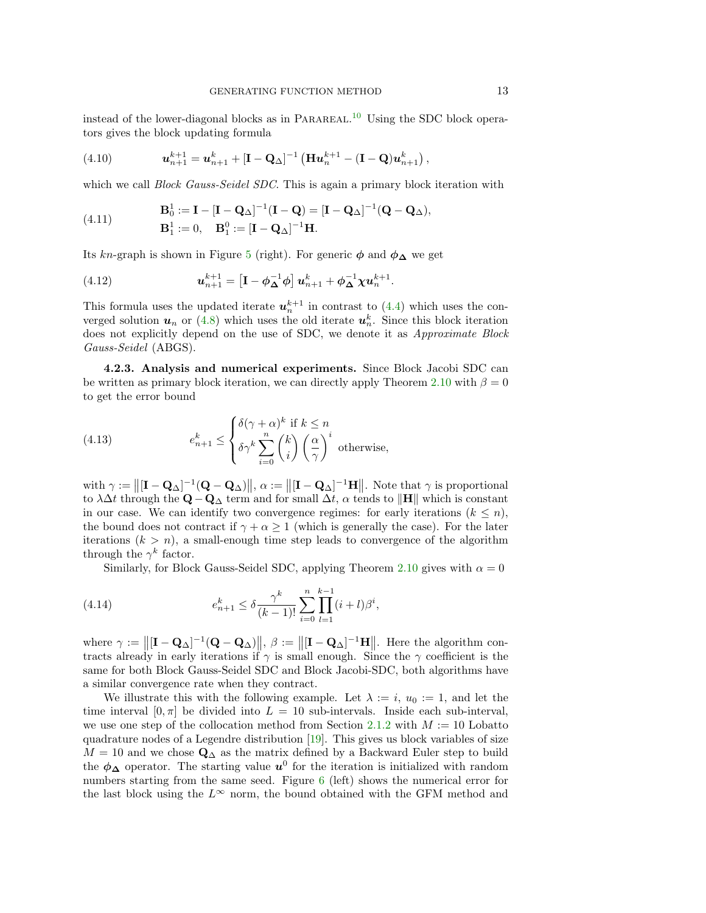instead of the lower-diagonal blocks as in Parareal.[10] Using the SDC block operators gives the block updating formula

$$\boldsymbol{u}_{n+1}^{k+1} = \boldsymbol{u}_{n+1}^{k} + [\mathbf{I} - \mathbf{Q}_\Delta]^{-1} \left( \mathbf{H}\boldsymbol{u}_n^{k+1} - (\mathbf{I} - \mathbf{Q})\boldsymbol{u}_{n+1}^{k} \right), \tag{4.10}$$

which we call *Block Gauss-Seidel SDC*. This is again a primary block iteration with

$$\begin{aligned} \mathbf{B}_0^1 &:= \mathbf{I} - [\mathbf{I} - \mathbf{Q}_\Delta]^{-1}(\mathbf{I} - \mathbf{Q}) = [\mathbf{I} - \mathbf{Q}_\Delta]^{-1}(\mathbf{Q} - \mathbf{Q}_\Delta), \\ \mathbf{B}_1^1 &:= 0, \quad \mathbf{B}_1^0 := [\mathbf{I} - \mathbf{Q}_\Delta]^{-1}\mathbf{H}. \end{aligned} \tag{4.11}$$

Its $kn$-graph is shown in Figure 5 (right). For generic $\boldsymbol{\phi}$ and $\boldsymbol{\phi_\Delta}$ we get

$$\boldsymbol{u}_{n+1}^{k+1} = \left[ \mathbf{I} - \boldsymbol{\phi_\Delta}^{-1}\boldsymbol{\phi} \right] \boldsymbol{u}_{n+1}^{k} + \boldsymbol{\phi_\Delta}^{-1}\boldsymbol{\chi}\boldsymbol{u}_n^{k+1}. \tag{4.12}$$

This formula uses the updated iterate $\boldsymbol{u}_n^{k+1}$ in contrast to (4.4) which uses the converged solution $\boldsymbol{u}_n$ or (4.8) which uses the old iterate $\boldsymbol{u}_n^k$. Since this block iteration does not explicitly depend on the use of SDC, we denote it as *Approximate Block Gauss-Seidel* (ABGS).

**4.2.3. Analysis and numerical experiments.** Since Block Jacobi SDC can be written as primary block iteration, we can directly apply Theorem 2.10 with $\beta = 0$ to get the error bound

$$e_{n+1}^k \leq \begin{cases} \delta(\gamma + \alpha)^k \text{ if } k \leq n \\ \delta\gamma^k \displaystyle\sum_{i=0}^{n} \binom{k}{i} \left(\frac{\alpha}{\gamma}\right)^i \text{ otherwise,} \end{cases} \tag{4.13}$$

with $\gamma := \left\|[\mathbf{I} - \mathbf{Q}_\Delta]^{-1}(\mathbf{Q} - \mathbf{Q}_\Delta)\right\|$, $\alpha := \left\|[\mathbf{I} - \mathbf{Q}_\Delta]^{-1}\mathbf{H}\right\|$. Note that $\gamma$ is proportional to $\lambda\Delta t$ through the $\mathbf{Q} - \mathbf{Q}_\Delta$ term and for small $\Delta t$, $\alpha$ tends to $\|\mathbf{H}\|$ which is constant in our case. We can identify two convergence regimes: for early iterations ($k \leq n$), the bound does not contract if $\gamma + \alpha \geq 1$ (which is generally the case). For the later iterations ($k > n$), a small-enough time step leads to convergence of the algorithm through the $\gamma^k$ factor.

Similarly, for Block Gauss-Seidel SDC, applying Theorem 2.10 gives with $\alpha = 0$

$$e_{n+1}^k \leq \delta \frac{\gamma^k}{(k-1)!} \sum_{i=0}^{n} \prod_{l=1}^{k-1} (i+l)\beta^i, \tag{4.14}$$

where $\gamma := \left\|[\mathbf{I} - \mathbf{Q}_\Delta]^{-1}(\mathbf{Q} - \mathbf{Q}_\Delta)\right\|$, $\beta := \left\|[\mathbf{I} - \mathbf{Q}_\Delta]^{-1}\mathbf{H}\right\|$. Here the algorithm contracts already in early iterations if $\gamma$ is small enough. Since the $\gamma$ coefficient is the same for both Block Gauss-Seidel SDC and Block Jacobi-SDC, both algorithms have a similar convergence rate when they contract.

We illustrate this with the following example. Let $\lambda := i$, $u_0 := 1$, and let the time interval $[0, \pi]$ be divided into $L = 10$ sub-intervals. Inside each sub-interval, we use one step of the collocation method from Section 2.1.2 with $M := 10$ Lobatto quadrature nodes of a Legendre distribution [19]. This gives us block variables of size $M = 10$ and we chose $\mathbf{Q}_\Delta$ as the matrix defined by a Backward Euler step to build the $\boldsymbol{\phi_\Delta}$ operator. The starting value $\boldsymbol{u}^0$ for the iteration is initialized with random numbers starting from the same seed. Figure 6 (left) shows the numerical error for the last block using the $L^\infty$ norm, the bound obtained with the GFM method and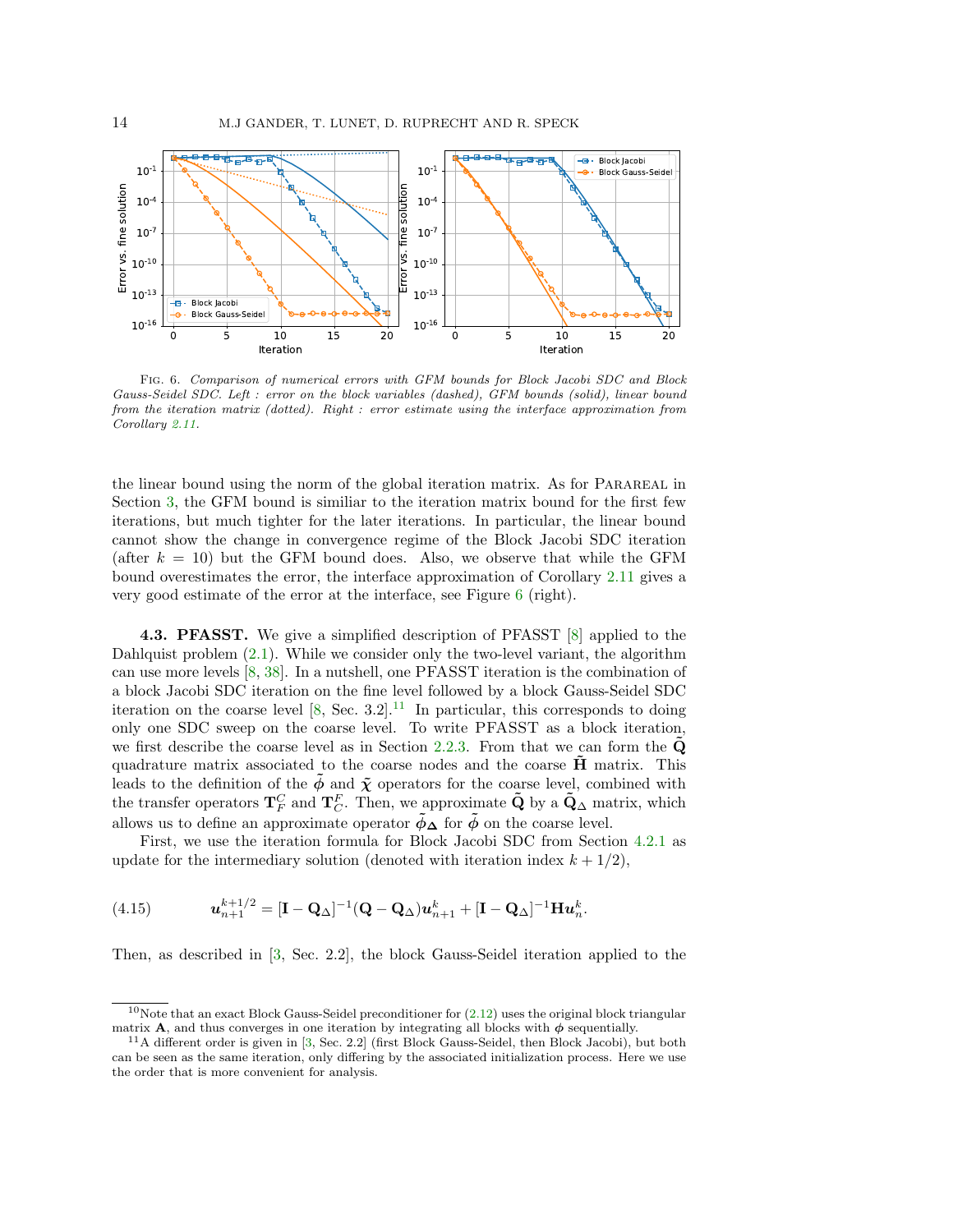Fig. 6. *Comparison of numerical errors with GFM bounds for Block Jacobi SDC and Block Gauss-Seidel SDC. Left : error on the block variables (dashed), GFM bounds (solid), linear bound from the iteration matrix (dotted). Right : error estimate using the interface approximation from Corollary 2.11.*

the linear bound using the norm of the global iteration matrix. As for Parareal in Section 3, the GFM bound is similiar to the iteration matrix bound for the first few iterations, but much tighter for the later iterations. In particular, the linear bound cannot show the change in convergence regime of the Block Jacobi SDC iteration (after $k = 10$) but the GFM bound does. Also, we observe that while the GFM bound overestimates the error, the interface approximation of Corollary 2.11 gives a very good estimate of the error at the interface, see Figure 6 (right).

**4.3. PFASST.** We give a simplified description of PFASST [8] applied to the Dahlquist problem (2.1). While we consider only the two-level variant, the algorithm can use more levels [8, 38]. In a nutshell, one PFASST iteration is the combination of a block Jacobi SDC iteration on the fine level followed by a block Gauss-Seidel SDC iteration on the coarse level [8, Sec. 3.2].[11] In particular, this corresponds to doing only one SDC sweep on the coarse level. To write PFASST as a block iteration, we first describe the coarse level as in Section 2.2.3. From that we can form the $\tilde{\mathbf{Q}}$ quadrature matrix associated to the coarse nodes and the coarse $\tilde{\mathbf{H}}$ matrix. This leads to the definition of the $\tilde{\boldsymbol{\phi}}$ and $\tilde{\boldsymbol{\chi}}$ operators for the coarse level, combined with the transfer operators $\mathbf{T}_F^C$ and $\mathbf{T}_C^F$. Then, we approximate $\tilde{\mathbf{Q}}$ by a $\tilde{\mathbf{Q}}_{\boldsymbol{\Delta}}$ matrix, which allows us to define an approximate operator $\tilde{\boldsymbol{\phi}}_{\boldsymbol{\Delta}}$ for $\tilde{\boldsymbol{\phi}}$ on the coarse level.

First, we use the iteration formula for Block Jacobi SDC from Section 4.2.1 as update for the intermediary solution (denoted with iteration index $k + 1/2$),

$$\boldsymbol{u}_{n+1}^{k+1/2} = [\mathbf{I} - \mathbf{Q}_\Delta]^{-1}(\mathbf{Q} - \mathbf{Q}_\Delta)\boldsymbol{u}_{n+1}^k + [\mathbf{I} - \mathbf{Q}_\Delta]^{-1}\mathbf{H}\boldsymbol{u}_n^k. \tag{4.15}$$

Then, as described in [3, Sec. 2.2], the block Gauss-Seidel iteration applied to the

---

[10] Note that an exact Block Gauss-Seidel preconditioner for (2.12) uses the original block triangular matrix $\mathbf{A}$, and thus converges in one iteration by integrating all blocks with $\boldsymbol{\phi}$ sequentially.

[11] A different order is given in [3, Sec. 2.2] (first Block Gauss-Seidel, then Block Jacobi), but both can be seen as the same iteration, only differing by the associated initialization process. Here we use the order that is more convenient for analysis.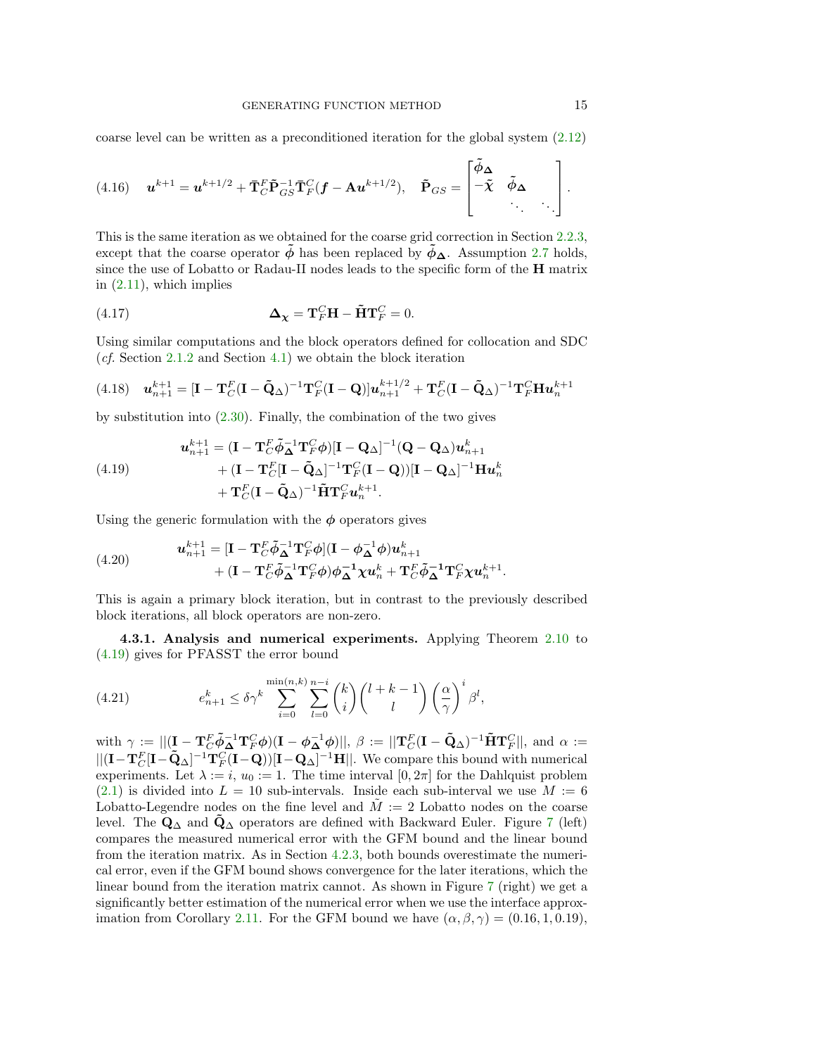coarse level can be written as a preconditioned iteration for the global system (2.12)

$$\boldsymbol{u}^{k+1} = \boldsymbol{u}^{k+1/2} + \bar{\mathbf{T}}_C^F \tilde{\mathbf{P}}_{GS}^{-1} \bar{\mathbf{T}}_F^C (\boldsymbol{f} - \mathbf{A}\boldsymbol{u}^{k+1/2}), \quad \tilde{\mathbf{P}}_{GS} = \begin{bmatrix} \tilde{\boldsymbol{\phi}}_{\boldsymbol{\Delta}} & & \\ -\tilde{\boldsymbol{\chi}} & \tilde{\boldsymbol{\phi}}_{\boldsymbol{\Delta}} & \\ & \ddots & \ddots \end{bmatrix}. \tag{4.16}$$

This is the same iteration as we obtained for the coarse grid correction in Section 2.2.3, except that the coarse operator $\tilde{\boldsymbol{\phi}}$ has been replaced by $\tilde{\boldsymbol{\phi}}_{\boldsymbol{\Delta}}$. Assumption 2.7 holds, since the use of Lobatto or Radau-II nodes leads to the specific form of the $\mathbf{H}$ matrix in (2.11), which implies

$$\boldsymbol{\Delta}_{\boldsymbol{\chi}} = \mathbf{T}_F^C \mathbf{H} - \tilde{\mathbf{H}} \mathbf{T}_F^C = 0. \tag{4.17}$$

Using similar computations and the block operators defined for collocation and SDC (*cf.* Section 2.1.2 and Section 4.1) we obtain the block iteration

$$\boldsymbol{u}_{n+1}^{k+1} = [\mathbf{I} - \mathbf{T}_C^F (\mathbf{I} - \tilde{\mathbf{Q}}_\Delta)^{-1} \mathbf{T}_F^C (\mathbf{I} - \mathbf{Q})] \boldsymbol{u}_{n+1}^{k+1/2} + \mathbf{T}_C^F (\mathbf{I} - \tilde{\mathbf{Q}}_\Delta)^{-1} \mathbf{T}_F^C \mathbf{H} \boldsymbol{u}_n^{k+1} \tag{4.18}$$

by substitution into (2.30). Finally, the combination of the two gives

$$\begin{aligned} \boldsymbol{u}_{n+1}^{k+1} &= (\mathbf{I} - \mathbf{T}_C^F \tilde{\boldsymbol{\phi}}_{\boldsymbol{\Delta}}^{-1} \mathbf{T}_F^C \boldsymbol{\phi})[\mathbf{I} - \mathbf{Q}_\Delta]^{-1} (\mathbf{Q} - \mathbf{Q}_\Delta) \boldsymbol{u}_{n+1}^k \\ &\quad + (\mathbf{I} - \mathbf{T}_C^F [\mathbf{I} - \tilde{\mathbf{Q}}_\Delta]^{-1} \mathbf{T}_F^C (\mathbf{I} - \mathbf{Q}))[\mathbf{I} - \mathbf{Q}_\Delta]^{-1} \mathbf{H} \boldsymbol{u}_n^k \\ &\quad + \mathbf{T}_C^F (\mathbf{I} - \tilde{\mathbf{Q}}_\Delta)^{-1} \tilde{\mathbf{H}} \mathbf{T}_F^C \boldsymbol{u}_n^{k+1}. \end{aligned} \tag{4.19}$$

Using the generic formulation with the $\boldsymbol{\phi}$ operators gives

$$\begin{aligned} \boldsymbol{u}_{n+1}^{k+1} &= [\mathbf{I} - \mathbf{T}_C^F \tilde{\boldsymbol{\phi}}_{\boldsymbol{\Delta}}^{-1} \mathbf{T}_F^C \boldsymbol{\phi}](\mathbf{I} - \boldsymbol{\phi}_{\boldsymbol{\Delta}}^{-1} \boldsymbol{\phi}) \boldsymbol{u}_{n+1}^k \\ &\quad + (\mathbf{I} - \mathbf{T}_C^F \tilde{\boldsymbol{\phi}}_{\boldsymbol{\Delta}}^{-1} \mathbf{T}_F^C \boldsymbol{\phi}) \boldsymbol{\phi}_{\boldsymbol{\Delta}}^{-1} \boldsymbol{\chi} \boldsymbol{u}_n^k + \mathbf{T}_C^F \tilde{\boldsymbol{\phi}}_{\boldsymbol{\Delta}}^{-1} \mathbf{T}_F^C \boldsymbol{\chi} \boldsymbol{u}_n^{k+1}. \end{aligned} \tag{4.20}$$

This is again a primary block iteration, but in contrast to the previously described block iterations, all block operators are non-zero.

**4.3.1. Analysis and numerical experiments.** Applying Theorem 2.10 to (4.19) gives for PFASST the error bound

$$e_{n+1}^k \leq \delta \gamma^k \sum_{i=0}^{\min(n,k)} \sum_{l=0}^{n-i} \binom{k}{i} \binom{l+k-1}{l} \left(\frac{\alpha}{\gamma}\right)^i \beta^l, \tag{4.21}$$

with $\gamma := ||(\mathbf{I} - \mathbf{T}_C^F \tilde{\boldsymbol{\phi}}_{\boldsymbol{\Delta}}^{-1} \mathbf{T}_F^C \boldsymbol{\phi})(\mathbf{I} - \boldsymbol{\phi}_{\boldsymbol{\Delta}}^{-1} \boldsymbol{\phi})||$, $\beta := ||\mathbf{T}_C^F (\mathbf{I} - \tilde{\mathbf{Q}}_\Delta)^{-1} \tilde{\mathbf{H}} \mathbf{T}_F^C||$, and $\alpha := ||(\mathbf{I} - \mathbf{T}_C^F [\mathbf{I} - \tilde{\mathbf{Q}}_\Delta]^{-1} \mathbf{T}_F^C (\mathbf{I} - \mathbf{Q}))[\mathbf{I} - \mathbf{Q}_\Delta]^{-1} \mathbf{H}||$. We compare this bound with numerical experiments. Let $\lambda := i$, $u_0 := 1$. The time interval $[0, 2\pi]$ for the Dahlquist problem (2.1) is divided into $L = 10$ sub-intervals. Inside each sub-interval we use $M := 6$ Lobatto-Legendre nodes on the fine level and $\tilde{M} := 2$ Lobatto nodes on the coarse level. The $\mathbf{Q}_\Delta$ and $\tilde{\mathbf{Q}}_\Delta$ operators are defined with Backward Euler. Figure 7 (left) compares the measured numerical error with the GFM bound and the linear bound from the iteration matrix. As in Section 4.2.3, both bounds overestimate the numerical error, even if the GFM bound shows convergence for the later iterations, which the linear bound from the iteration matrix cannot. As shown in Figure 7 (right) we get a significantly better estimation of the numerical error when we use the interface approximation from Corollary 2.11. For the GFM bound we have $(\alpha, \beta, \gamma) = (0.16, 1, 0.19)$,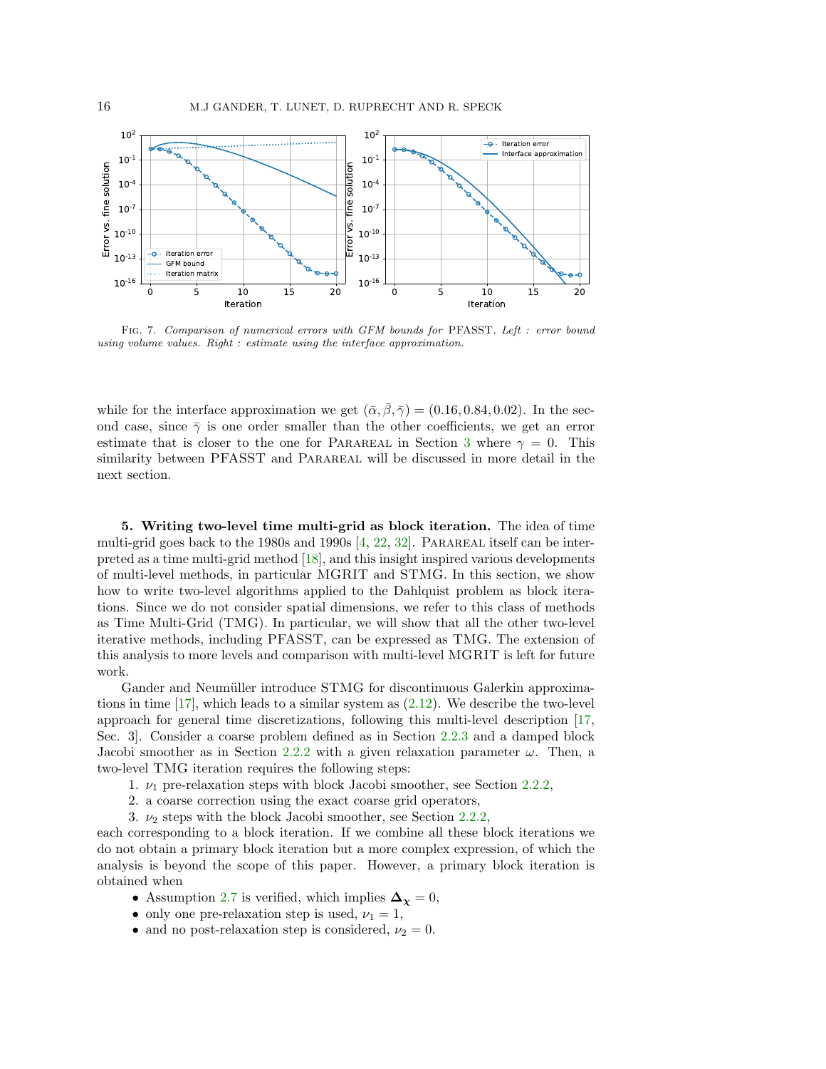Fig. 7. *Comparison of numerical errors with GFM bounds for* PFASST*. Left : error bound using volume values. Right : estimate using the interface approximation.*

while for the interface approximation we get $(\bar{\alpha}, \bar{\beta}, \bar{\gamma}) = (0.16, 0.84, 0.02)$. In the second case, since $\bar{\gamma}$ is one order smaller than the other coefficients, we get an error estimate that is closer to the one for Parareal in Section 3 where $\gamma = 0$. This similarity between PFASST and Parareal will be discussed in more detail in the next section.

## 5. Writing two-level time multi-grid as block iteration.

The idea of time multi-grid goes back to the 1980s and 1990s [4, 22, 32]. Parareal itself can be interpreted as a time multi-grid method [18], and this insight inspired various developments of multi-level methods, in particular MGRIT and STMG. In this section, we show how to write two-level algorithms applied to the Dahlquist problem as block iterations. Since we do not consider spatial dimensions, we refer to this class of methods as Time Multi-Grid (TMG). In particular, we will show that all the other two-level iterative methods, including PFASST, can be expressed as TMG. The extension of this analysis to more levels and comparison with multi-level MGRIT is left for future work.

Gander and Neumüller introduce STMG for discontinuous Galerkin approximations in time [17], which leads to a similar system as (2.12). We describe the two-level approach for general time discretizations, following this multi-level description [17, Sec. 3]. Consider a coarse problem defined as in Section 2.2.3 and a damped block Jacobi smoother as in Section 2.2.2 with a given relaxation parameter $\omega$. Then, a two-level TMG iteration requires the following steps:

1. $\nu_1$ pre-relaxation steps with block Jacobi smoother, see Section 2.2.2,
2. a coarse correction using the exact coarse grid operators,
3. $\nu_2$ steps with the block Jacobi smoother, see Section 2.2.2,

each corresponding to a block iteration. If we combine all these block iterations we do not obtain a primary block iteration but a more complex expression, of which the analysis is beyond the scope of this paper. However, a primary block iteration is obtained when

- Assumption 2.7 is verified, which implies $\boldsymbol{\Delta}_{\boldsymbol{\chi}} = 0$,
- only one pre-relaxation step is used, $\nu_1 = 1$,
- and no post-relaxation step is considered, $\nu_2 = 0$.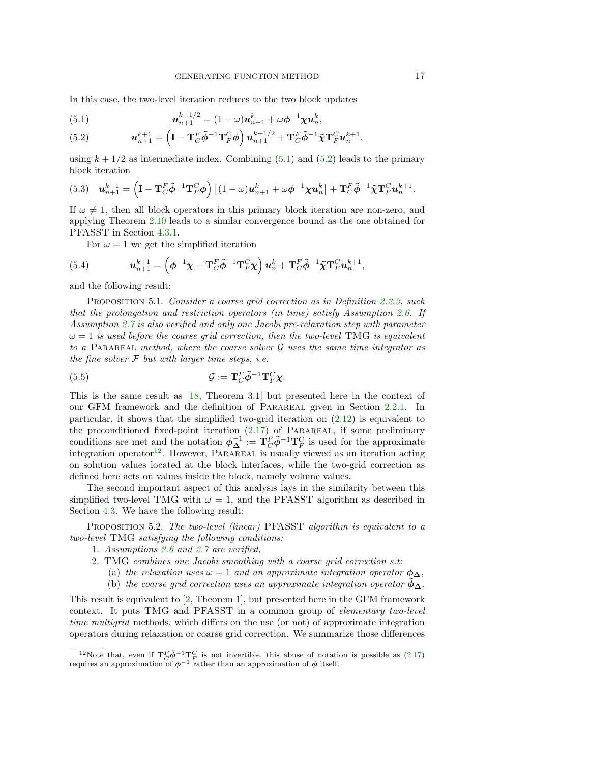In this case, the two-level iteration reduces to the two block updates

$$\boldsymbol{u}_{n+1}^{k+1/2} = (1-\omega)\boldsymbol{u}_{n+1}^{k} + \omega\boldsymbol{\phi}^{-1}\boldsymbol{\chi}\boldsymbol{u}_{n}^{k}, \tag{5.1}$$

$$\boldsymbol{u}_{n+1}^{k+1} = \left(\mathbf{I} - \mathbf{T}_C^F\tilde{\boldsymbol{\phi}}^{-1}\mathbf{T}_F^C\boldsymbol{\phi}\right)\boldsymbol{u}_{n+1}^{k+1/2} + \mathbf{T}_C^F\tilde{\boldsymbol{\phi}}^{-1}\tilde{\boldsymbol{\chi}}\mathbf{T}_F^C\boldsymbol{u}_{n}^{k+1}, \tag{5.2}$$

using $k+1/2$ as intermediate index. Combining (5.1) and (5.2) leads to the primary block iteration

$$\boldsymbol{u}_{n+1}^{k+1} = \left(\mathbf{I} - \mathbf{T}_C^F\tilde{\boldsymbol{\phi}}^{-1}\mathbf{T}_F^C\boldsymbol{\phi}\right)\left[(1-\omega)\boldsymbol{u}_{n+1}^{k} + \omega\boldsymbol{\phi}^{-1}\boldsymbol{\chi}\boldsymbol{u}_{n}^{k}\right] + \mathbf{T}_C^F\tilde{\boldsymbol{\phi}}^{-1}\tilde{\boldsymbol{\chi}}\mathbf{T}_F^C\boldsymbol{u}_{n}^{k+1}. \tag{5.3}$$

If $\omega \neq 1$, then all block operators in this primary block iteration are non-zero, and applying Theorem 2.10 leads to a similar convergence bound as the one obtained for PFASST in Section 4.3.1.

For $\omega = 1$ we get the simplified iteration

$$\boldsymbol{u}_{n+1}^{k+1} = \left(\boldsymbol{\phi}^{-1}\boldsymbol{\chi} - \mathbf{T}_C^F\tilde{\boldsymbol{\phi}}^{-1}\mathbf{T}_F^C\boldsymbol{\chi}\right)\boldsymbol{u}_{n}^{k} + \mathbf{T}_C^F\tilde{\boldsymbol{\phi}}^{-1}\tilde{\boldsymbol{\chi}}\mathbf{T}_F^C\boldsymbol{u}_{n}^{k+1}, \tag{5.4}$$

and the following result:

Proposition 5.1. *Consider a coarse grid correction as in Definition 2.2.3, such that the prolongation and restriction operators (in time) satisfy Assumption 2.6. If Assumption 2.7 is also verified and only one Jacobi pre-relaxation step with parameter $\omega = 1$ is used before the coarse grid correction, then the two-level* TMG *is equivalent to a* Parareal *method, where the coarse solver $\mathcal{G}$ uses the same time integrator as the fine solver $\mathcal{F}$ but with larger time steps, i.e.*

$$\mathcal{G} := \mathbf{T}_C^F\tilde{\boldsymbol{\phi}}^{-1}\mathbf{T}_F^C\boldsymbol{\chi}. \tag{5.5}$$

This is the same result as [18, Theorem 3.1] but presented here in the context of our GFM framework and the definition of Parareal given in Section 2.2.1. In particular, it shows that the simplified two-grid iteration on (2.12) is equivalent to the preconditioned fixed-point iteration (2.17) of Parareal, if some preliminary conditions are met and the notation $\boldsymbol{\phi}_{\boldsymbol{\Delta}}^{-1} := \mathbf{T}_C^F\tilde{\boldsymbol{\phi}}^{-1}\mathbf{T}_F^C$ is used for the approximate integration operator[12]. However, Parareal is usually viewed as an iteration acting on solution values located at the block interfaces, while the two-grid correction as defined here acts on values inside the block, namely volume values.

The second important aspect of this analysis lays in the similarity between this simplified two-level TMG with $\omega = 1$, and the PFASST algorithm as described in Section 4.3. We have the following result:

Proposition 5.2. *The two-level (linear)* PFASST *algorithm is equivalent to a two-level* TMG *satisfying the following conditions:*

1. *Assumptions 2.6 and 2.7 are verified,*
2. TMG *combines one Jacobi smoothing with a coarse grid correction s.t:*
   (a) *the relaxation uses $\omega = 1$ and an approximate integration operator $\boldsymbol{\phi}_{\boldsymbol{\Delta}}$,*
   (b) *the coarse grid correction uses an approximate integration operator $\tilde{\boldsymbol{\phi}}_{\boldsymbol{\Delta}}$.*

This result is equivalent to [2, Theorem 1], but presented here in the GFM framework context. It puts TMG and PFASST in a common group of *elementary two-level time multigrid* methods, which differs on the use (or not) of approximate integration operators during relaxation or coarse grid correction. We summarize those differences

[12] Note that, even if $\mathbf{T}_C^F\tilde{\boldsymbol{\phi}}^{-1}\mathbf{T}_F^C$ is not invertible, this abuse of notation is possible as (2.17) requires an approximation of $\boldsymbol{\phi}^{-1}$ rather than an approximation of $\boldsymbol{\phi}$ itself.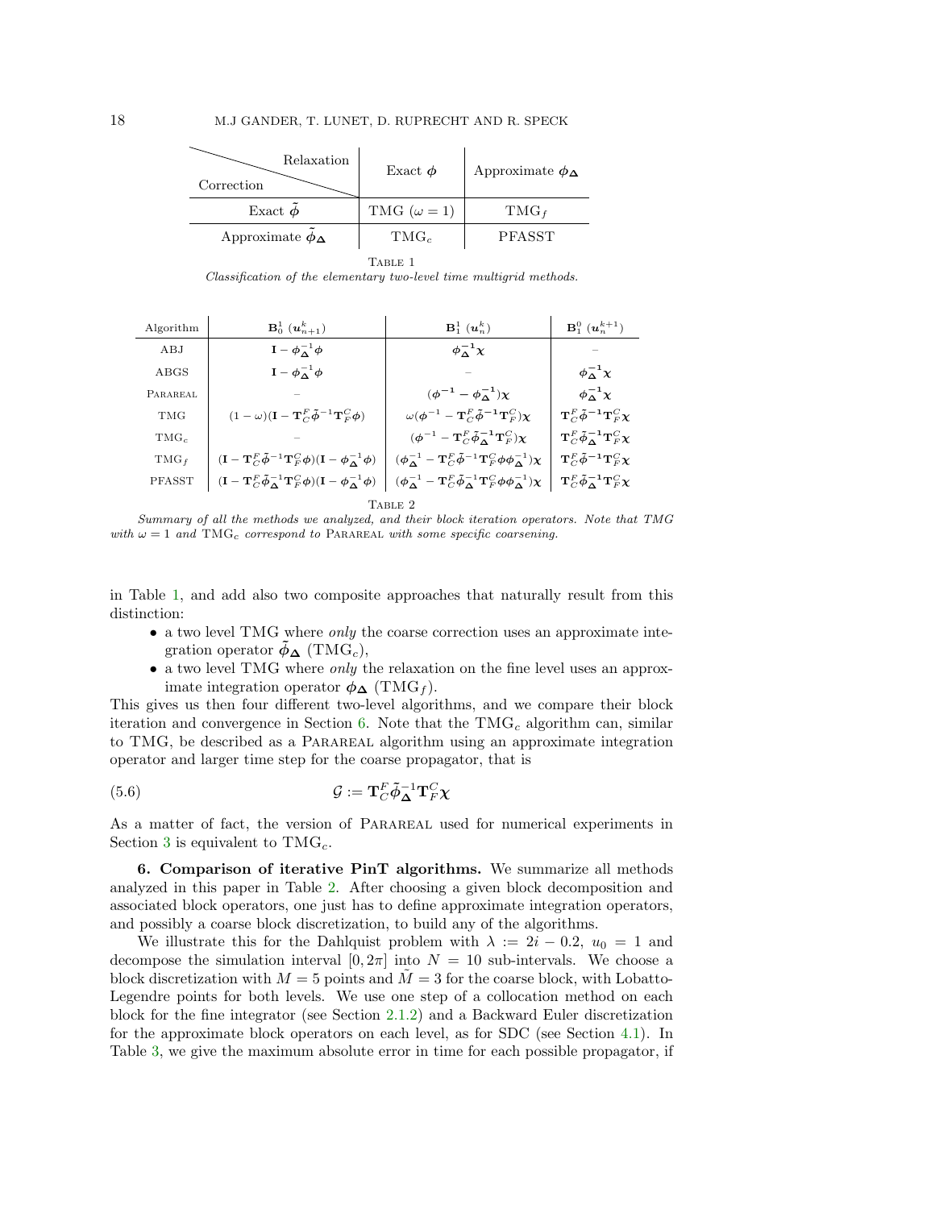| Correction \ Relaxation | Exact $\boldsymbol{\phi}$ | Approximate $\boldsymbol{\phi_\Delta}$ |
|---|---|---|
| Exact $\tilde{\boldsymbol{\phi}}$ | TMG ($\omega = 1$) | TMG$_f$ |
| Approximate $\tilde{\boldsymbol{\phi}}_{\boldsymbol{\Delta}}$ | TMG$_c$ | PFASST |

TABLE 1
*Classification of the elementary two-level time multigrid methods.*

| Algorithm | $\mathbf{B}_0^1\ (\boldsymbol{u}_{n+1}^k)$ | $\mathbf{B}_1^1\ (\boldsymbol{u}_n^k)$ | $\mathbf{B}_1^0\ (\boldsymbol{u}_n^{k+1})$ |
|---|---|---|---|
| ABJ | $\mathbf{I} - \boldsymbol{\phi}_{\boldsymbol{\Delta}}^{-1}\boldsymbol{\phi}$ | $\boldsymbol{\phi}_{\boldsymbol{\Delta}}^{-1}\boldsymbol{\chi}$ | – |
| ABGS | $\mathbf{I} - \boldsymbol{\phi}_{\boldsymbol{\Delta}}^{-1}\boldsymbol{\phi}$ | – | $\boldsymbol{\phi}_{\boldsymbol{\Delta}}^{-1}\boldsymbol{\chi}$ |
| PARAREAL | – | $(\boldsymbol{\phi}^{-1} - \boldsymbol{\phi}_{\boldsymbol{\Delta}}^{-1})\boldsymbol{\chi}$ | $\boldsymbol{\phi}_{\boldsymbol{\Delta}}^{-1}\boldsymbol{\chi}$ |
| TMG | $(1-\omega)(\mathbf{I} - \mathbf{T}_C^F\tilde{\boldsymbol{\phi}}^{-1}\mathbf{T}_F^C\boldsymbol{\phi})$ | $\omega(\boldsymbol{\phi}^{-1} - \mathbf{T}_C^F\tilde{\boldsymbol{\phi}}^{-1}\mathbf{T}_F^C)\boldsymbol{\chi}$ | $\mathbf{T}_C^F\tilde{\boldsymbol{\phi}}^{-1}\mathbf{T}_F^C\boldsymbol{\chi}$ |
| TMG$_c$ | – | $(\boldsymbol{\phi}^{-1} - \mathbf{T}_C^F\tilde{\boldsymbol{\phi}}_{\boldsymbol{\Delta}}^{-1}\mathbf{T}_F^C)\boldsymbol{\chi}$ | $\mathbf{T}_C^F\tilde{\boldsymbol{\phi}}_{\boldsymbol{\Delta}}^{-1}\mathbf{T}_F^C\boldsymbol{\chi}$ |
| TMG$_f$ | $(\mathbf{I} - \mathbf{T}_C^F\tilde{\boldsymbol{\phi}}^{-1}\mathbf{T}_F^C\boldsymbol{\phi})(\mathbf{I} - \boldsymbol{\phi}_{\boldsymbol{\Delta}}^{-1}\boldsymbol{\phi})$ | $(\boldsymbol{\phi}_{\boldsymbol{\Delta}}^{-1} - \mathbf{T}_C^F\tilde{\boldsymbol{\phi}}^{-1}\mathbf{T}_F^C\boldsymbol{\phi}\boldsymbol{\phi}_{\boldsymbol{\Delta}}^{-1})\boldsymbol{\chi}$ | $\mathbf{T}_C^F\tilde{\boldsymbol{\phi}}^{-1}\mathbf{T}_F^C\boldsymbol{\chi}$ |
| PFASST | $(\mathbf{I} - \mathbf{T}_C^F\tilde{\boldsymbol{\phi}}_{\boldsymbol{\Delta}}^{-1}\mathbf{T}_F^C\boldsymbol{\phi})(\mathbf{I} - \boldsymbol{\phi}_{\boldsymbol{\Delta}}^{-1}\boldsymbol{\phi})$ | $(\boldsymbol{\phi}_{\boldsymbol{\Delta}}^{-1} - \mathbf{T}_C^F\tilde{\boldsymbol{\phi}}_{\boldsymbol{\Delta}}^{-1}\mathbf{T}_F^C\boldsymbol{\phi}\boldsymbol{\phi}_{\boldsymbol{\Delta}}^{-1})\boldsymbol{\chi}$ | $\mathbf{T}_C^F\tilde{\boldsymbol{\phi}}_{\boldsymbol{\Delta}}^{-1}\mathbf{T}_F^C\boldsymbol{\chi}$ |

TABLE 2
*Summary of all the methods we analyzed, and their block iteration operators. Note that TMG with $\omega = 1$ and TMG$_c$ correspond to* PARAREAL *with some specific coarsening.*

in Table 1, and add also two composite approaches that naturally result from this distinction:

- a two level TMG where *only* the coarse correction uses an approximate integration operator $\tilde{\boldsymbol{\phi}}_{\boldsymbol{\Delta}}$ (TMG$_c$),
- a two level TMG where *only* the relaxation on the fine level uses an approximate integration operator $\boldsymbol{\phi}_{\boldsymbol{\Delta}}$ (TMG$_f$).

This gives us then four different two-level algorithms, and we compare their block iteration and convergence in Section 6. Note that the TMG$_c$ algorithm can, similar to TMG, be described as a PARAREAL algorithm using an approximate integration operator and larger time step for the coarse propagator, that is

$$\mathcal{G} := \mathbf{T}_C^F\tilde{\boldsymbol{\phi}}_{\boldsymbol{\Delta}}^{-1}\mathbf{T}_F^C\boldsymbol{\chi} \tag{5.6}$$

As a matter of fact, the version of PARAREAL used for numerical experiments in Section 3 is equivalent to TMG$_c$.

**6. Comparison of iterative PinT algorithms.** We summarize all methods analyzed in this paper in Table 2. After choosing a given block decomposition and associated block operators, one just has to define approximate integration operators, and possibly a coarse block discretization, to build any of the algorithms.

We illustrate this for the Dahlquist problem with $\lambda := 2i - 0.2$, $u_0 = 1$ and decompose the simulation interval $[0, 2\pi]$ into $N = 10$ sub-intervals. We choose a block discretization with $M = 5$ points and $\tilde{M} = 3$ for the coarse block, with Lobatto-Legendre points for both levels. We use one step of a collocation method on each block for the fine integrator (see Section 2.1.2) and a Backward Euler discretization for the approximate block operators on each level, as for SDC (see Section 4.1). In Table 3, we give the maximum absolute error in time for each possible propagator, if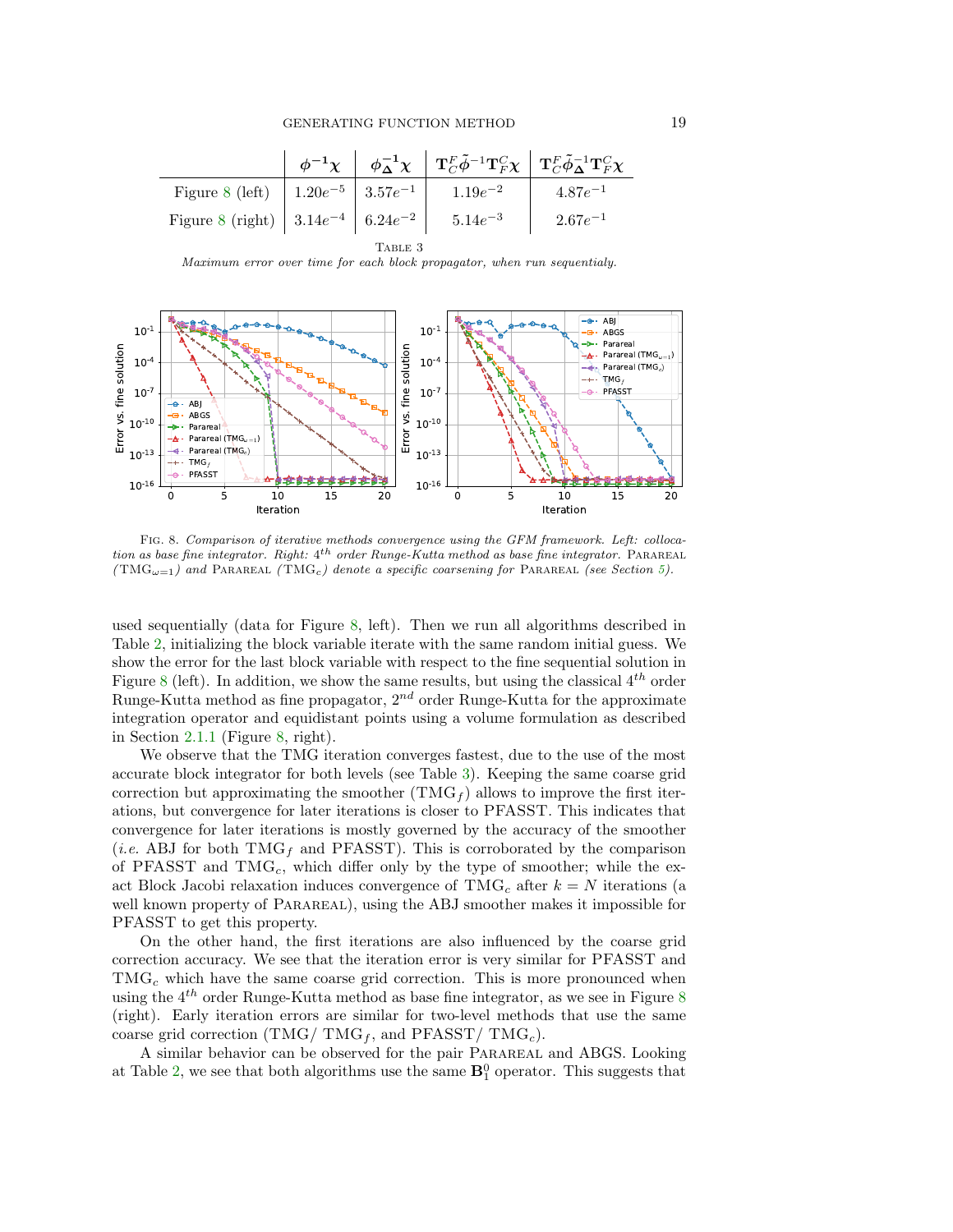| | $\phi^{-1}\chi$ | $\phi_{\Delta}^{-1}\chi$ | $\mathbf{T}_C^F \tilde{\phi}^{-1} \mathbf{T}_F^C \chi$ | $\mathbf{T}_C^F \tilde{\phi}_{\Delta}^{-1} \mathbf{T}_F^C \chi$ |
|---|---|---|---|---|
| Figure 8 (left) | $1.20e^{-5}$ | $3.57e^{-1}$ | $1.19e^{-2}$ | $4.87e^{-1}$ |
| Figure 8 (right) | $3.14e^{-4}$ | $6.24e^{-2}$ | $5.14e^{-3}$ | $2.67e^{-1}$ |

TABLE 3

*Maximum error over time for each block propagator, when run sequentialy.*

FIG. 8. *Comparison of iterative methods convergence using the GFM framework. Left: collocation as base fine integrator. Right: $4^{th}$ order Runge-Kutta method as base fine integrator.* PARAREAL *($\mathrm{TMG}_{\omega=1}$) and* PARAREAL *($\mathrm{TMG}_c$) denote a specific coarsening for* PARAREAL *(see Section 5).*

used sequentially (data for Figure 8, left). Then we run all algorithms described in Table 2, initializing the block variable iterate with the same random initial guess. We show the error for the last block variable with respect to the fine sequential solution in Figure 8 (left). In addition, we show the same results, but using the classical $4^{th}$ order Runge-Kutta method as fine propagator, $2^{nd}$ order Runge-Kutta for the approximate integration operator and equidistant points using a volume formulation as described in Section 2.1.1 (Figure 8, right).

We observe that the TMG iteration converges fastest, due to the use of the most accurate block integrator for both levels (see Table 3). Keeping the same coarse grid correction but approximating the smoother ($\mathrm{TMG}_f$) allows to improve the first iterations, but convergence for later iterations is closer to PFASST. This indicates that convergence for later iterations is mostly governed by the accuracy of the smoother (*i.e.* ABJ for both $\mathrm{TMG}_f$ and PFASST). This is corroborated by the comparison of PFASST and $\mathrm{TMG}_c$, which differ only by the type of smoother; while the exact Block Jacobi relaxation induces convergence of $\mathrm{TMG}_c$ after $k = N$ iterations (a well known property of PARAREAL), using the ABJ smoother makes it impossible for PFASST to get this property.

On the other hand, the first iterations are also influenced by the coarse grid correction accuracy. We see that the iteration error is very similar for PFASST and $\mathrm{TMG}_c$ which have the same coarse grid correction. This is more pronounced when using the $4^{th}$ order Runge-Kutta method as base fine integrator, as we see in Figure 8 (right). Early iteration errors are similar for two-level methods that use the same coarse grid correction (TMG/ $\mathrm{TMG}_f$, and PFASST/ $\mathrm{TMG}_c$).

A similar behavior can be observed for the pair PARAREAL and ABGS. Looking at Table 2, we see that both algorithms use the same $\mathbf{B}_1^0$ operator. This suggests that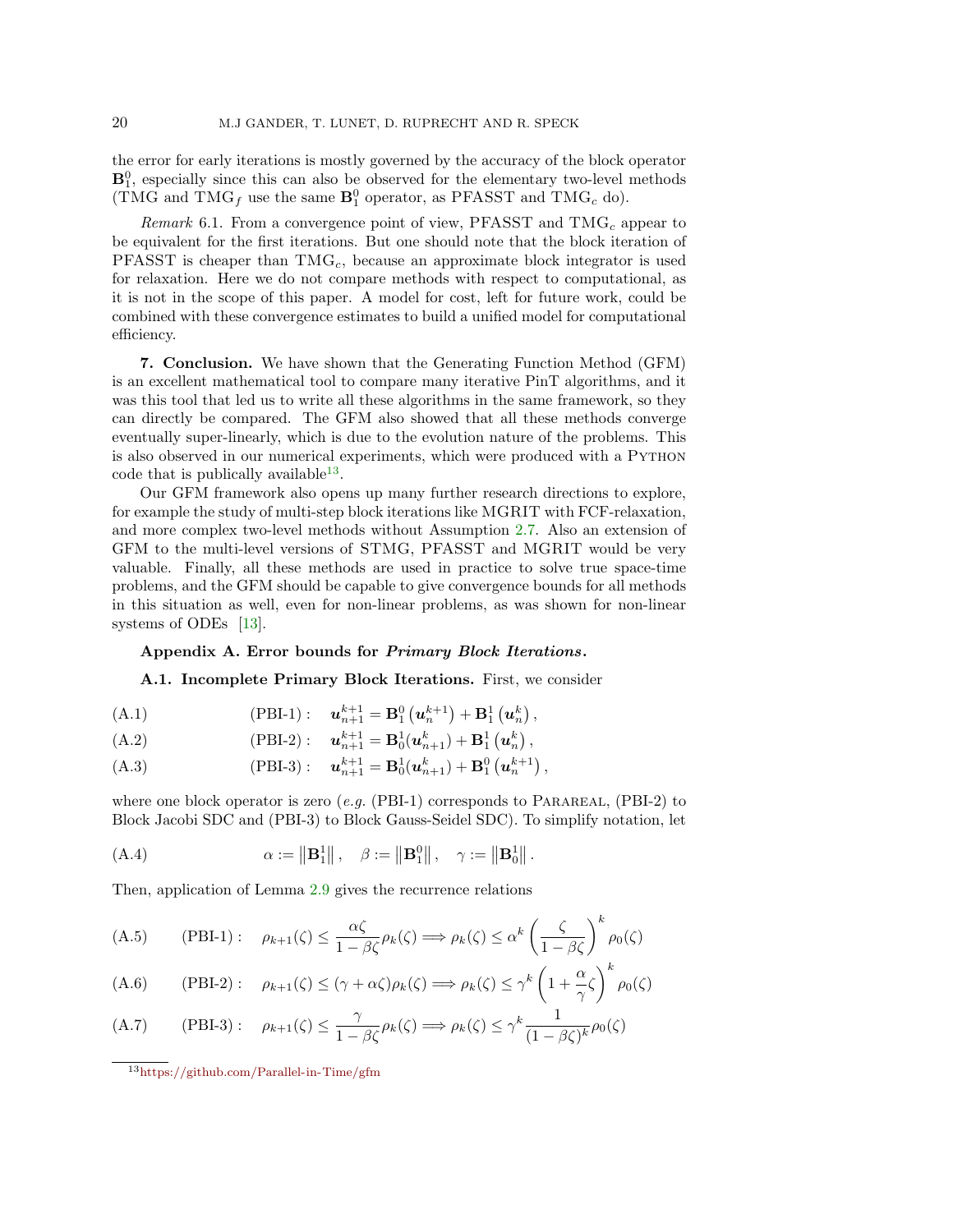the error for early iterations is mostly governed by the accuracy of the block operator $\mathbf{B}_1^0$, especially since this can also be observed for the elementary two-level methods (TMG and TMG$_f$ use the same $\mathbf{B}_1^0$ operator, as PFASST and TMG$_c$ do).

*Remark* 6.1. From a convergence point of view, PFASST and TMG$_c$ appear to be equivalent for the first iterations. But one should note that the block iteration of PFASST is cheaper than TMG$_c$, because an approximate block integrator is used for relaxation. Here we do not compare methods with respect to computational, as it is not in the scope of this paper. A model for cost, left for future work, could be combined with these convergence estimates to build a unified model for computational efficiency.

## 7. Conclusion.

We have shown that the Generating Function Method (GFM) is an excellent mathematical tool to compare many iterative PinT algorithms, and it was this tool that led us to write all these algorithms in the same framework, so they can directly be compared. The GFM also showed that all these methods converge eventually super-linearly, which is due to the evolution nature of the problems. This is also observed in our numerical experiments, which were produced with a PYTHON code that is publically available[13].

Our GFM framework also opens up many further research directions to explore, for example the study of multi-step block iterations like MGRIT with FCF-relaxation, and more complex two-level methods without Assumption 2.7. Also an extension of GFM to the multi-level versions of STMG, PFASST and MGRIT would be very valuable. Finally, all these methods are used in practice to solve true space-time problems, and the GFM should be capable to give convergence bounds for all methods in this situation as well, even for non-linear problems, as was shown for non-linear systems of ODEs [13].

## Appendix A. Error bounds for *Primary Block Iterations*.

### A.1. Incomplete Primary Block Iterations.

First, we consider

$$\text{(PBI-1)}: \quad \boldsymbol{u}_{n+1}^{k+1} = \mathbf{B}_1^0\left(\boldsymbol{u}_n^{k+1}\right) + \mathbf{B}_1^1\left(\boldsymbol{u}_n^k\right), \tag{A.1}$$

$$\text{(PBI-2)}: \quad \boldsymbol{u}_{n+1}^{k+1} = \mathbf{B}_0^1(\boldsymbol{u}_{n+1}^k) + \mathbf{B}_1^1\left(\boldsymbol{u}_n^k\right), \tag{A.2}$$

$$\text{(PBI-3)}: \quad \boldsymbol{u}_{n+1}^{k+1} = \mathbf{B}_0^1(\boldsymbol{u}_{n+1}^k) + \mathbf{B}_1^0\left(\boldsymbol{u}_n^{k+1}\right), \tag{A.3}$$

where one block operator is zero (*e.g.* (PBI-1) corresponds to PARAREAL, (PBI-2) to Block Jacobi SDC and (PBI-3) to Block Gauss-Seidel SDC). To simplify notation, let

$$\alpha := \left\|\mathbf{B}_1^1\right\|, \quad \beta := \left\|\mathbf{B}_1^0\right\|, \quad \gamma := \left\|\mathbf{B}_0^1\right\|. \tag{A.4}$$

Then, application of Lemma 2.9 gives the recurrence relations

$$\text{(PBI-1)}: \quad \rho_{k+1}(\zeta) \leq \frac{\alpha\zeta}{1-\beta\zeta}\rho_k(\zeta) \Longrightarrow \rho_k(\zeta) \leq \alpha^k \left(\frac{\zeta}{1-\beta\zeta}\right)^k \rho_0(\zeta) \tag{A.5}$$

$$\text{(PBI-2)}: \quad \rho_{k+1}(\zeta) \leq (\gamma + \alpha\zeta)\rho_k(\zeta) \Longrightarrow \rho_k(\zeta) \leq \gamma^k \left(1 + \frac{\alpha}{\gamma}\zeta\right)^k \rho_0(\zeta) \tag{A.6}$$

$$\text{(PBI-3)}: \quad \rho_{k+1}(\zeta) \leq \frac{\gamma}{1-\beta\zeta}\rho_k(\zeta) \Longrightarrow \rho_k(\zeta) \leq \gamma^k \frac{1}{(1-\beta\zeta)^k}\rho_0(\zeta) \tag{A.7}$$

[13] https://github.com/Parallel-in-Time/gfm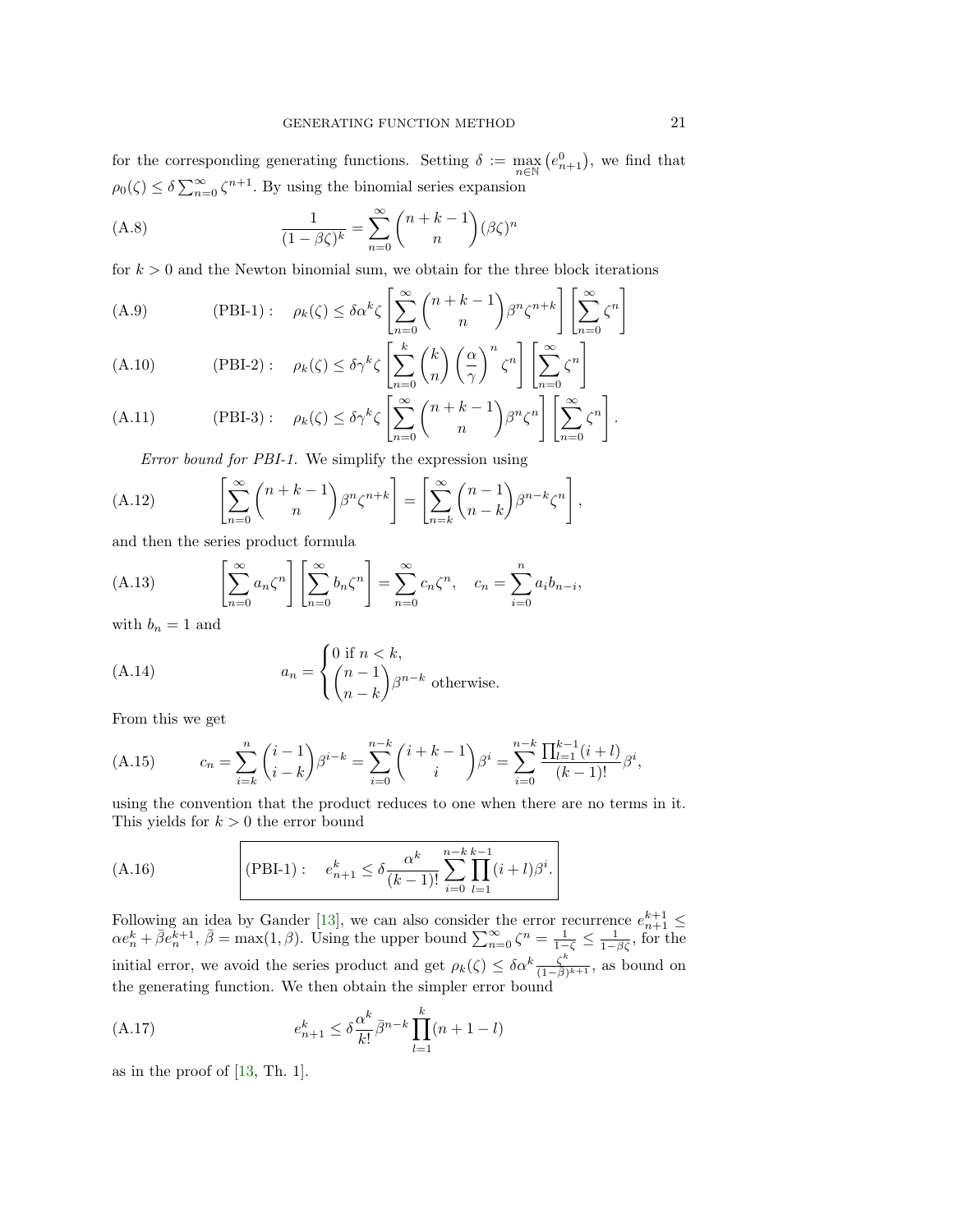for the corresponding generating functions. Setting $\delta := \max_{n\in\mathbb{N}} \left(e^0_{n+1}\right)$, we find that $\rho_0(\zeta) \le \delta \sum_{n=0}^{\infty} \zeta^{n+1}$. By using the binomial series expansion

$$
\frac{1}{(1-\beta\zeta)^k} = \sum_{n=0}^{\infty} \binom{n+k-1}{n} (\beta\zeta)^n \tag{A.8}
$$

for $k > 0$ and the Newton binomial sum, we obtain for the three block iterations

$$
\text{(PBI-1)}: \quad \rho_k(\zeta) \le \delta\alpha^k \zeta \left[\sum_{n=0}^{\infty} \binom{n+k-1}{n} \beta^n \zeta^{n+k}\right] \left[\sum_{n=0}^{\infty} \zeta^n\right] \tag{A.9}
$$

$$
\text{(PBI-2)}: \quad \rho_k(\zeta) \le \delta\gamma^k \zeta \left[\sum_{n=0}^{k} \binom{k}{n} \left(\frac{\alpha}{\gamma}\right)^n \zeta^n\right] \left[\sum_{n=0}^{\infty} \zeta^n\right] \tag{A.10}
$$

$$
\text{(PBI-3)}: \quad \rho_k(\zeta) \le \delta\gamma^k \zeta \left[\sum_{n=0}^{\infty} \binom{n+k-1}{n} \beta^n \zeta^n\right] \left[\sum_{n=0}^{\infty} \zeta^n\right]. \tag{A.11}
$$

*Error bound for PBI-1.* We simplify the expression using

$$
\left[\sum_{n=0}^{\infty} \binom{n+k-1}{n} \beta^n \zeta^{n+k}\right] = \left[\sum_{n=k}^{\infty} \binom{n-1}{n-k} \beta^{n-k} \zeta^n\right], \tag{A.12}
$$

and then the series product formula

$$
\left[\sum_{n=0}^{\infty} a_n \zeta^n\right] \left[\sum_{n=0}^{\infty} b_n \zeta^n\right] = \sum_{n=0}^{\infty} c_n \zeta^n, \quad c_n = \sum_{i=0}^{n} a_i b_{n-i}, \tag{A.13}
$$

with $b_n = 1$ and

$$
a_n = \begin{cases} 0 \text{ if } n < k, \\ \dbinom{n-1}{n-k} \beta^{n-k} \text{ otherwise.} \end{cases} \tag{A.14}
$$

From this we get

$$
c_n = \sum_{i=k}^{n} \binom{i-1}{i-k} \beta^{i-k} = \sum_{i=0}^{n-k} \binom{i+k-1}{i} \beta^i = \sum_{i=0}^{n-k} \frac{\prod_{l=1}^{k-1}(i+l)}{(k-1)!} \beta^i, \tag{A.15}
$$

using the convention that the product reduces to one when there are no terms in it. This yields for $k > 0$ the error bound

$$
\boxed{\text{(PBI-1)}: \quad e^k_{n+1} \le \delta \frac{\alpha^k}{(k-1)!} \sum_{i=0}^{n-k} \prod_{l=1}^{k-1} (i+l) \beta^i.} \tag{A.16}
$$

Following an idea by Gander [13], we can also consider the error recurrence $e^{k+1}_{n+1} \le \alpha e^k_n + \bar{\beta} e^{k+1}_n$, $\bar{\beta} = \max(1, \beta)$. Using the upper bound $\sum_{n=0}^{\infty} \zeta^n = \frac{1}{1-\zeta} \le \frac{1}{1-\beta\zeta}$, for the initial error, we avoid the series product and get $\rho_k(\zeta) \le \delta\alpha^k \frac{\zeta^k}{(1-\bar{\beta})^{k+1}}$, as bound on the generating function. We then obtain the simpler error bound

$$
e^k_{n+1} \le \delta \frac{\alpha^k}{k!} \bar{\beta}^{n-k} \prod_{l=1}^{k} (n+1-l) \tag{A.17}
$$

as in the proof of [13, Th. 1].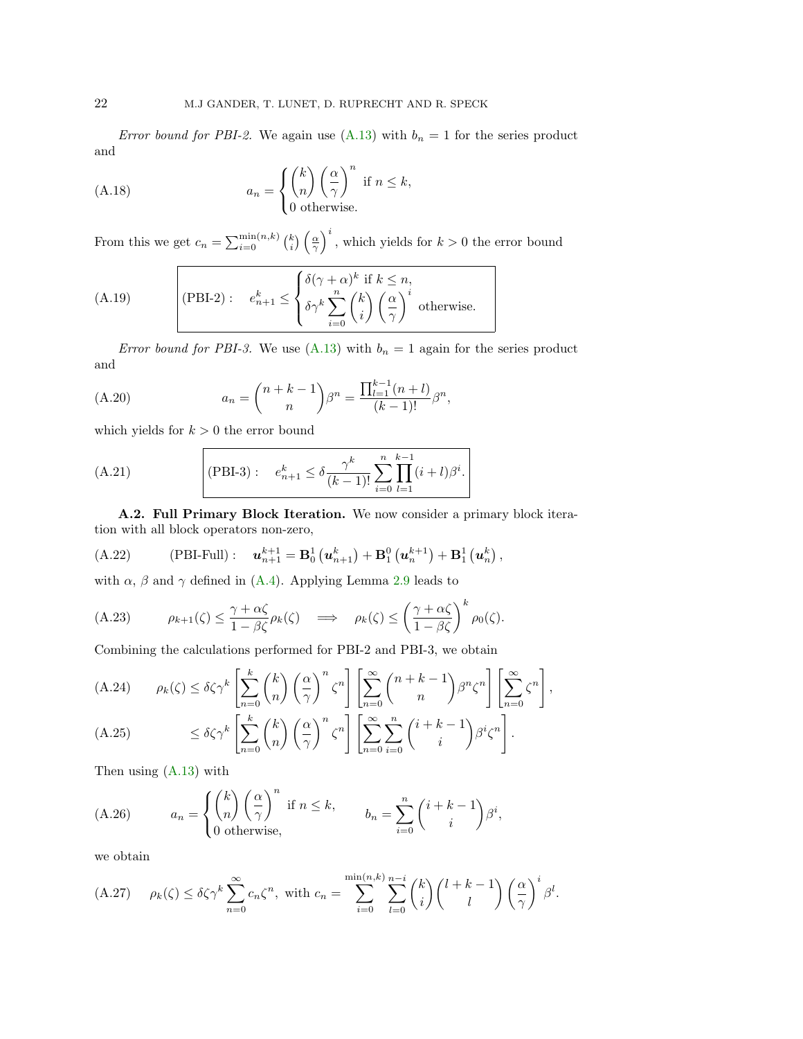*Error bound for PBI-2.* We again use (A.13) with $b_n = 1$ for the series product and

$$a_n = \begin{cases} \binom{k}{n} \left(\frac{\alpha}{\gamma}\right)^n \text{ if } n \leq k, \\ 0 \text{ otherwise.} \end{cases} \tag{A.18}$$

From this we get $c_n = \sum_{i=0}^{\min(n,k)} \binom{k}{i} \left(\frac{\alpha}{\gamma}\right)^i$, which yields for $k > 0$ the error bound

$$\boxed{\text{(PBI-2)}: \quad e_{n+1}^k \leq \begin{cases} \delta(\gamma+\alpha)^k \text{ if } k \leq n, \\ \delta\gamma^k \displaystyle\sum_{i=0}^{n} \binom{k}{i} \left(\frac{\alpha}{\gamma}\right)^i \text{ otherwise.} \end{cases}} \tag{A.19}$$

*Error bound for PBI-3.* We use (A.13) with $b_n = 1$ again for the series product and

$$a_n = \binom{n+k-1}{n} \beta^n = \frac{\prod_{l=1}^{k-1}(n+l)}{(k-1)!} \beta^n, \tag{A.20}$$

which yields for $k > 0$ the error bound

$$\boxed{\text{(PBI-3)}: \quad e_{n+1}^k \leq \delta \frac{\gamma^k}{(k-1)!} \sum_{i=0}^{n} \prod_{l=1}^{k-1} (i+l)\beta^i.} \tag{A.21}$$

**A.2. Full Primary Block Iteration.** We now consider a primary block iteration with all block operators non-zero,

$$\text{(PBI-Full)}: \quad \boldsymbol{u}_{n+1}^{k+1} = \mathbf{B}_0^1 \left(\boldsymbol{u}_{n+1}^k\right) + \mathbf{B}_1^0 \left(\boldsymbol{u}_n^{k+1}\right) + \mathbf{B}_1^1 \left(\boldsymbol{u}_n^k\right), \tag{A.22}$$

with $\alpha$, $\beta$ and $\gamma$ defined in (A.4). Applying Lemma 2.9 leads to

$$\rho_{k+1}(\zeta) \leq \frac{\gamma + \alpha\zeta}{1 - \beta\zeta} \rho_k(\zeta) \quad \Longrightarrow \quad \rho_k(\zeta) \leq \left(\frac{\gamma + \alpha\zeta}{1 - \beta\zeta}\right)^k \rho_0(\zeta). \tag{A.23}$$

Combining the calculations performed for PBI-2 and PBI-3, we obtain

$$\rho_k(\zeta) \leq \delta\zeta\gamma^k \left[\sum_{n=0}^{k} \binom{k}{n} \left(\frac{\alpha}{\gamma}\right)^n \zeta^n\right] \left[\sum_{n=0}^{\infty} \binom{n+k-1}{n} \beta^n \zeta^n\right] \left[\sum_{n=0}^{\infty} \zeta^n\right], \tag{A.24}$$

$$\leq \delta\zeta\gamma^k \left[\sum_{n=0}^{k} \binom{k}{n} \left(\frac{\alpha}{\gamma}\right)^n \zeta^n\right] \left[\sum_{n=0}^{\infty} \sum_{i=0}^{n} \binom{i+k-1}{i} \beta^i \zeta^n\right]. \tag{A.25}$$

Then using (A.13) with

$$a_n = \begin{cases} \binom{k}{n} \left(\frac{\alpha}{\gamma}\right)^n \text{ if } n \leq k, \\ 0 \text{ otherwise,} \end{cases} \qquad b_n = \sum_{i=0}^{n} \binom{i+k-1}{i} \beta^i, \tag{A.26}$$

we obtain

$$\rho_k(\zeta) \leq \delta\zeta\gamma^k \sum_{n=0}^{\infty} c_n \zeta^n, \text{ with } c_n = \sum_{i=0}^{\min(n,k)} \sum_{l=0}^{n-i} \binom{k}{i} \binom{l+k-1}{l} \left(\frac{\alpha}{\gamma}\right)^i \beta^l. \tag{A.27}$$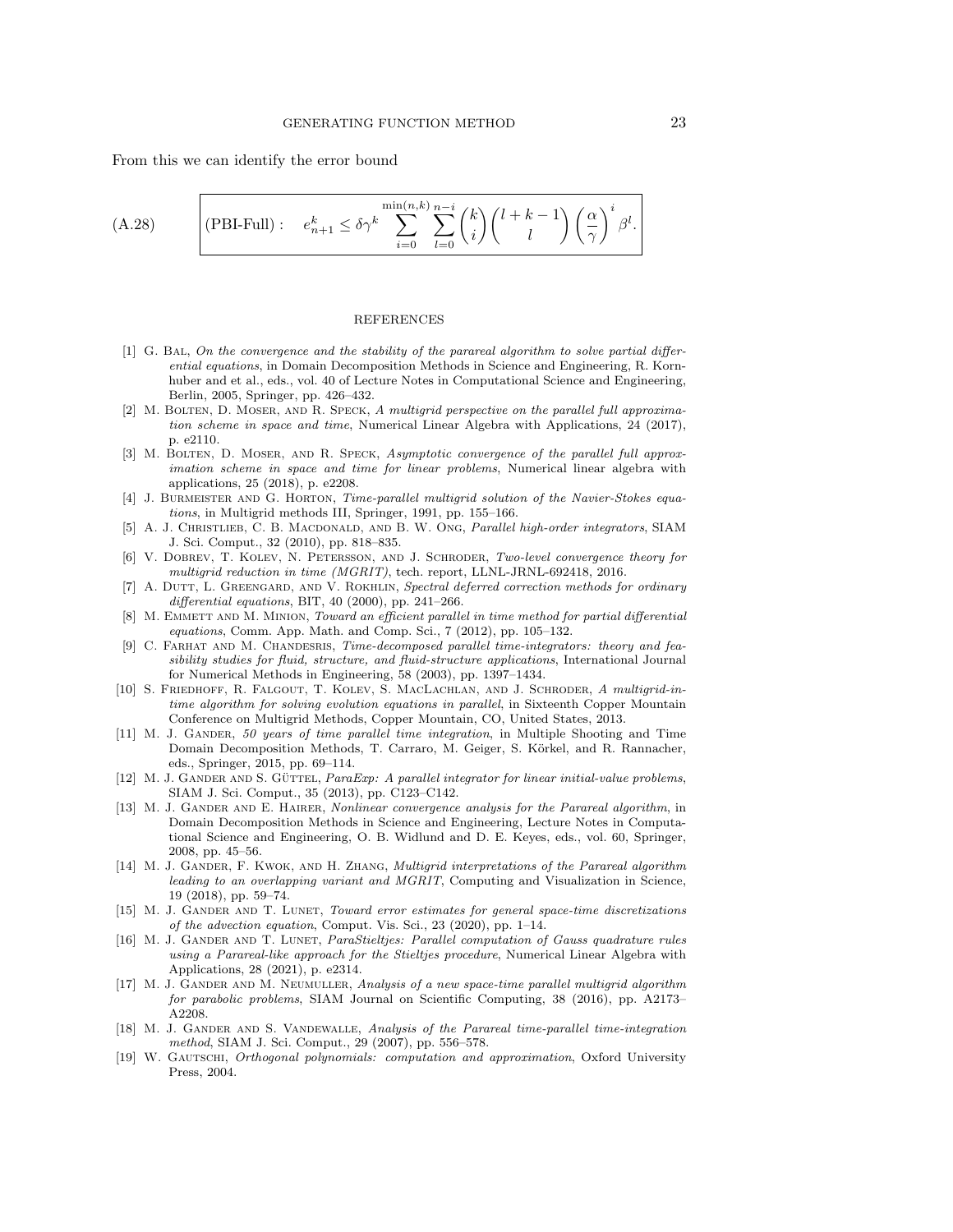From this we can identify the error bound

$$
\text{(A.28)} \qquad \boxed{\text{(PBI-Full)}: \quad e_{n+1}^k \leq \delta\gamma^k \sum_{i=0}^{\min(n,k)} \sum_{l=0}^{n-i} \binom{k}{i} \binom{l+k-1}{l} \left(\frac{\alpha}{\gamma}\right)^i \beta^l.}
$$

## REFERENCES

[1] G. Bal, *On the convergence and the stability of the parareal algorithm to solve partial differential equations*, in Domain Decomposition Methods in Science and Engineering, R. Kornhuber and et al., eds., vol. 40 of Lecture Notes in Computational Science and Engineering, Berlin, 2005, Springer, pp. 426–432.

[2] M. Bolten, D. Moser, and R. Speck, *A multigrid perspective on the parallel full approximation scheme in space and time*, Numerical Linear Algebra with Applications, 24 (2017), p. e2110.

[3] M. Bolten, D. Moser, and R. Speck, *Asymptotic convergence of the parallel full approximation scheme in space and time for linear problems*, Numerical linear algebra with applications, 25 (2018), p. e2208.

[4] J. Burmeister and G. Horton, *Time-parallel multigrid solution of the Navier-Stokes equations*, in Multigrid methods III, Springer, 1991, pp. 155–166.

[5] A. J. Christlieb, C. B. Macdonald, and B. W. Ong, *Parallel high-order integrators*, SIAM J. Sci. Comput., 32 (2010), pp. 818–835.

[6] V. Dobrev, T. Kolev, N. Petersson, and J. Schroder, *Two-level convergence theory for multigrid reduction in time (MGRIT)*, tech. report, LLNL-JRNL-692418, 2016.

[7] A. Dutt, L. Greengard, and V. Rokhlin, *Spectral deferred correction methods for ordinary differential equations*, BIT, 40 (2000), pp. 241–266.

[8] M. Emmett and M. Minion, *Toward an efficient parallel in time method for partial differential equations*, Comm. App. Math. and Comp. Sci., 7 (2012), pp. 105–132.

[9] C. Farhat and M. Chandesris, *Time-decomposed parallel time-integrators: theory and feasibility studies for fluid, structure, and fluid-structure applications*, International Journal for Numerical Methods in Engineering, 58 (2003), pp. 1397–1434.

[10] S. Friedhoff, R. Falgout, T. Kolev, S. MacLachlan, and J. Schroder, *A multigrid-in-time algorithm for solving evolution equations in parallel*, in Sixteenth Copper Mountain Conference on Multigrid Methods, Copper Mountain, CO, United States, 2013.

[11] M. J. Gander, *50 years of time parallel time integration*, in Multiple Shooting and Time Domain Decomposition Methods, T. Carraro, M. Geiger, S. Körkel, and R. Rannacher, eds., Springer, 2015, pp. 69–114.

[12] M. J. Gander and S. Güttel, *ParaExp: A parallel integrator for linear initial-value problems*, SIAM J. Sci. Comput., 35 (2013), pp. C123–C142.

[13] M. J. Gander and E. Hairer, *Nonlinear convergence analysis for the Parareal algorithm*, in Domain Decomposition Methods in Science and Engineering, Lecture Notes in Computational Science and Engineering, O. B. Widlund and D. E. Keyes, eds., vol. 60, Springer, 2008, pp. 45–56.

[14] M. J. Gander, F. Kwok, and H. Zhang, *Multigrid interpretations of the Parareal algorithm leading to an overlapping variant and MGRIT*, Computing and Visualization in Science, 19 (2018), pp. 59–74.

[15] M. J. Gander and T. Lunet, *Toward error estimates for general space-time discretizations of the advection equation*, Comput. Vis. Sci., 23 (2020), pp. 1–14.

[16] M. J. Gander and T. Lunet, *ParaStieltjes: Parallel computation of Gauss quadrature rules using a Parareal-like approach for the Stieltjes procedure*, Numerical Linear Algebra with Applications, 28 (2021), p. e2314.

[17] M. J. Gander and M. Neumuller, *Analysis of a new space-time parallel multigrid algorithm for parabolic problems*, SIAM Journal on Scientific Computing, 38 (2016), pp. A2173–A2208.

[18] M. J. Gander and S. Vandewalle, *Analysis of the Parareal time-parallel time-integration method*, SIAM J. Sci. Comput., 29 (2007), pp. 556–578.

[19] W. Gautschi, *Orthogonal polynomials: computation and approximation*, Oxford University Press, 2004.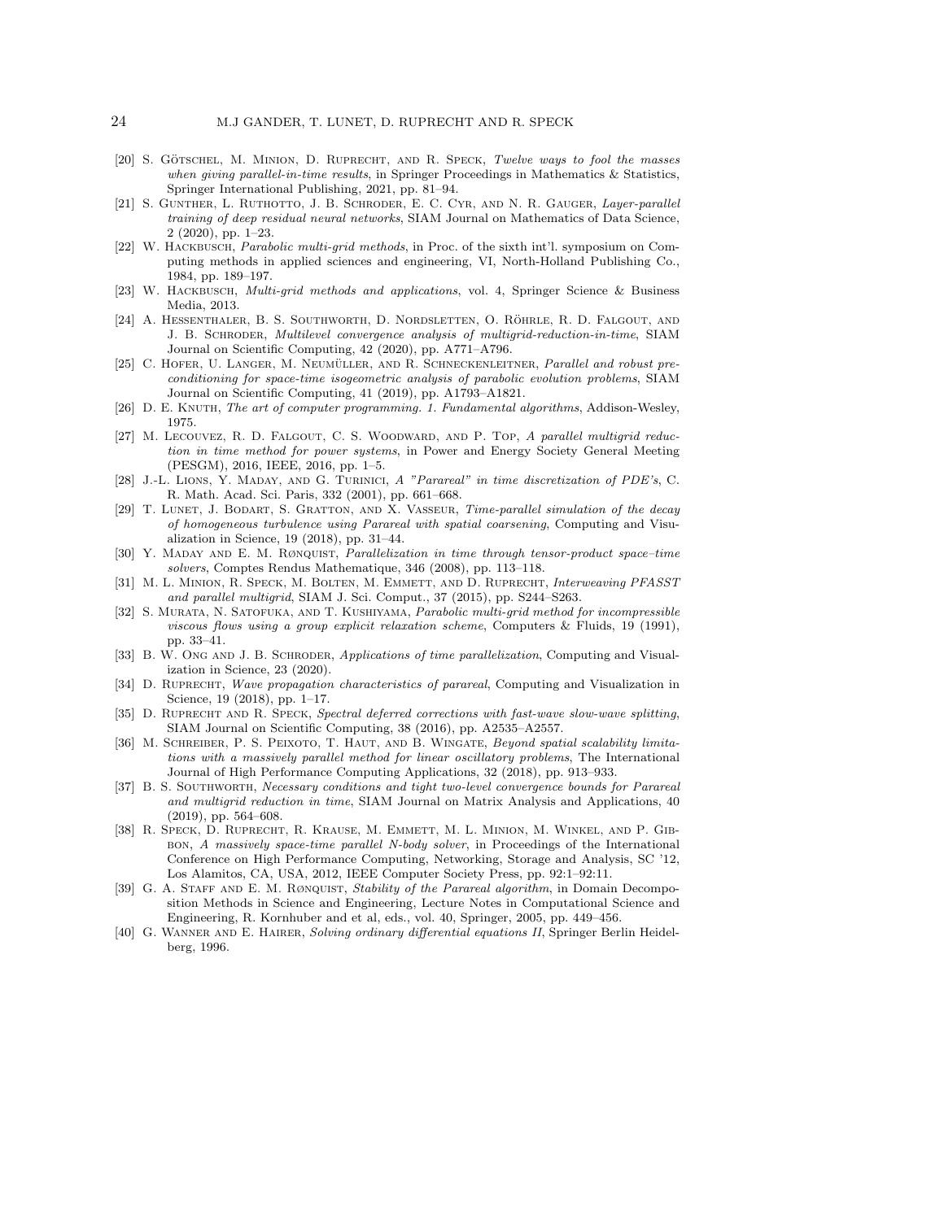- [20] S. Götschel, M. Minion, D. Ruprecht, and R. Speck, *Twelve ways to fool the masses when giving parallel-in-time results*, in Springer Proceedings in Mathematics & Statistics, Springer International Publishing, 2021, pp. 81–94.
- [21] S. Gunther, L. Ruthotto, J. B. Schroder, E. C. Cyr, and N. R. Gauger, *Layer-parallel training of deep residual neural networks*, SIAM Journal on Mathematics of Data Science, 2 (2020), pp. 1–23.
- [22] W. Hackbusch, *Parabolic multi-grid methods*, in Proc. of the sixth int'l. symposium on Computing methods in applied sciences and engineering, VI, North-Holland Publishing Co., 1984, pp. 189–197.
- [23] W. Hackbusch, *Multi-grid methods and applications*, vol. 4, Springer Science & Business Media, 2013.
- [24] A. Hessenthaler, B. S. Southworth, D. Nordsletten, O. Röhrle, R. D. Falgout, and J. B. Schroder, *Multilevel convergence analysis of multigrid-reduction-in-time*, SIAM Journal on Scientific Computing, 42 (2020), pp. A771–A796.
- [25] C. Hofer, U. Langer, M. Neumüller, and R. Schneckenleitner, *Parallel and robust preconditioning for space-time isogeometric analysis of parabolic evolution problems*, SIAM Journal on Scientific Computing, 41 (2019), pp. A1793–A1821.
- [26] D. E. Knuth, *The art of computer programming. 1. Fundamental algorithms*, Addison-Wesley, 1975.
- [27] M. Lecouvez, R. D. Falgout, C. S. Woodward, and P. Top, *A parallel multigrid reduction in time method for power systems*, in Power and Energy Society General Meeting (PESGM), 2016, IEEE, 2016, pp. 1–5.
- [28] J.-L. Lions, Y. Maday, and G. Turinici, *A "Parareal" in time discretization of PDE's*, C. R. Math. Acad. Sci. Paris, 332 (2001), pp. 661–668.
- [29] T. Lunet, J. Bodart, S. Gratton, and X. Vasseur, *Time-parallel simulation of the decay of homogeneous turbulence using Parareal with spatial coarsening*, Computing and Visualization in Science, 19 (2018), pp. 31–44.
- [30] Y. Maday and E. M. Rønquist, *Parallelization in time through tensor-product space–time solvers*, Comptes Rendus Mathematique, 346 (2008), pp. 113–118.
- [31] M. L. Minion, R. Speck, M. Bolten, M. Emmett, and D. Ruprecht, *Interweaving PFASST and parallel multigrid*, SIAM J. Sci. Comput., 37 (2015), pp. S244–S263.
- [32] S. Murata, N. Satofuka, and T. Kushiyama, *Parabolic multi-grid method for incompressible viscous flows using a group explicit relaxation scheme*, Computers & Fluids, 19 (1991), pp. 33–41.
- [33] B. W. Ong and J. B. Schroder, *Applications of time parallelization*, Computing and Visualization in Science, 23 (2020).
- [34] D. Ruprecht, *Wave propagation characteristics of parareal*, Computing and Visualization in Science, 19 (2018), pp. 1–17.
- [35] D. Ruprecht and R. Speck, *Spectral deferred corrections with fast-wave slow-wave splitting*, SIAM Journal on Scientific Computing, 38 (2016), pp. A2535–A2557.
- [36] M. Schreiber, P. S. Peixoto, T. Haut, and B. Wingate, *Beyond spatial scalability limitations with a massively parallel method for linear oscillatory problems*, The International Journal of High Performance Computing Applications, 32 (2018), pp. 913–933.
- [37] B. S. Southworth, *Necessary conditions and tight two-level convergence bounds for Parareal and multigrid reduction in time*, SIAM Journal on Matrix Analysis and Applications, 40 (2019), pp. 564–608.
- [38] R. Speck, D. Ruprecht, R. Krause, M. Emmett, M. L. Minion, M. Winkel, and P. Gibbon, *A massively space-time parallel N-body solver*, in Proceedings of the International Conference on High Performance Computing, Networking, Storage and Analysis, SC '12, Los Alamitos, CA, USA, 2012, IEEE Computer Society Press, pp. 92:1–92:11.
- [39] G. A. Staff and E. M. Rønquist, *Stability of the Parareal algorithm*, in Domain Decomposition Methods in Science and Engineering, Lecture Notes in Computational Science and Engineering, R. Kornhuber and et al, eds., vol. 40, Springer, 2005, pp. 449–456.
- [40] G. Wanner and E. Hairer, *Solving ordinary differential equations II*, Springer Berlin Heidelberg, 1996.